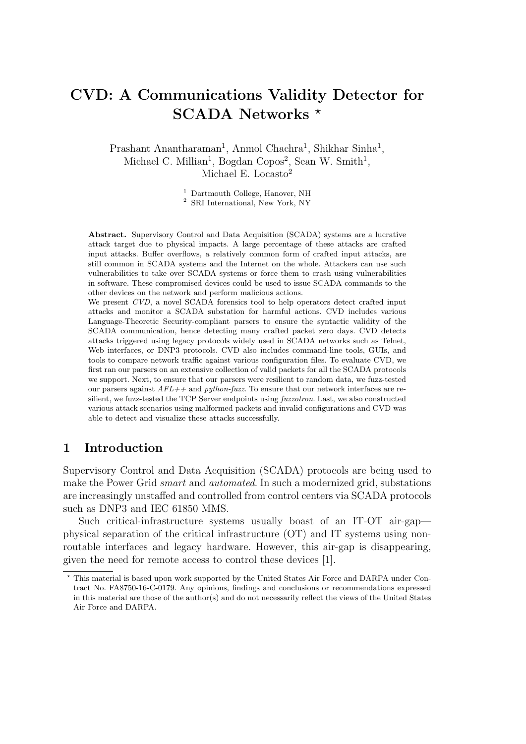# CVD: A Communications Validity Detector for SCADA Networks ⋆

Prashant Anantharaman[1], Anmol Chachra[1], Shikhar Sinha[1], Michael C. Millian[1], Bogdan Copos[2], Sean W. Smith[1], Michael E. Locasto[2]

[1] Dartmouth College, Hanover, NH
[2] SRI International, New York, NY

**Abstract.** Supervisory Control and Data Acquisition (SCADA) systems are a lucrative attack target due to physical impacts. A large percentage of these attacks are crafted input attacks. Buffer overflows, a relatively common form of crafted input attacks, are still common in SCADA systems and the Internet on the whole. Attackers can use such vulnerabilities to take over SCADA systems or force them to crash using vulnerabilities in software. These compromised devices could be used to issue SCADA commands to the other devices on the network and perform malicious actions.
We present *CVD*, a novel SCADA forensics tool to help operators detect crafted input attacks and monitor a SCADA substation for harmful actions. CVD includes various Language-Theoretic Security-compliant parsers to ensure the syntactic validity of the SCADA communication, hence detecting many crafted packet zero days. CVD detects attacks triggered using legacy protocols widely used in SCADA networks such as Telnet, Web interfaces, or DNP3 protocols. CVD also includes command-line tools, GUIs, and tools to compare network traffic against various configuration files. To evaluate CVD, we first ran our parsers on an extensive collection of valid packets for all the SCADA protocols we support. Next, to ensure that our parsers were resilient to random data, we fuzz-tested our parsers against *AFL++* and *python-fuzz*. To ensure that our network interfaces are resilient, we fuzz-tested the TCP Server endpoints using *fuzzotron*. Last, we also constructed various attack scenarios using malformed packets and invalid configurations and CVD was able to detect and visualize these attacks successfully.

## 1 Introduction

Supervisory Control and Data Acquisition (SCADA) protocols are being used to make the Power Grid *smart* and *automated*. In such a modernized grid, substations are increasingly unstaffed and controlled from control centers via SCADA protocols such as DNP3 and IEC 61850 MMS.

Such critical-infrastructure systems usually boast of an IT-OT air-gap—physical separation of the critical infrastructure (OT) and IT systems using non-routable interfaces and legacy hardware. However, this air-gap is disappearing, given the need for remote access to control these devices [1].

⋆ This material is based upon work supported by the United States Air Force and DARPA under Contract No. FA8750-16-C-0179. Any opinions, findings and conclusions or recommendations expressed in this material are those of the author(s) and do not necessarily reflect the views of the United States Air Force and DARPA.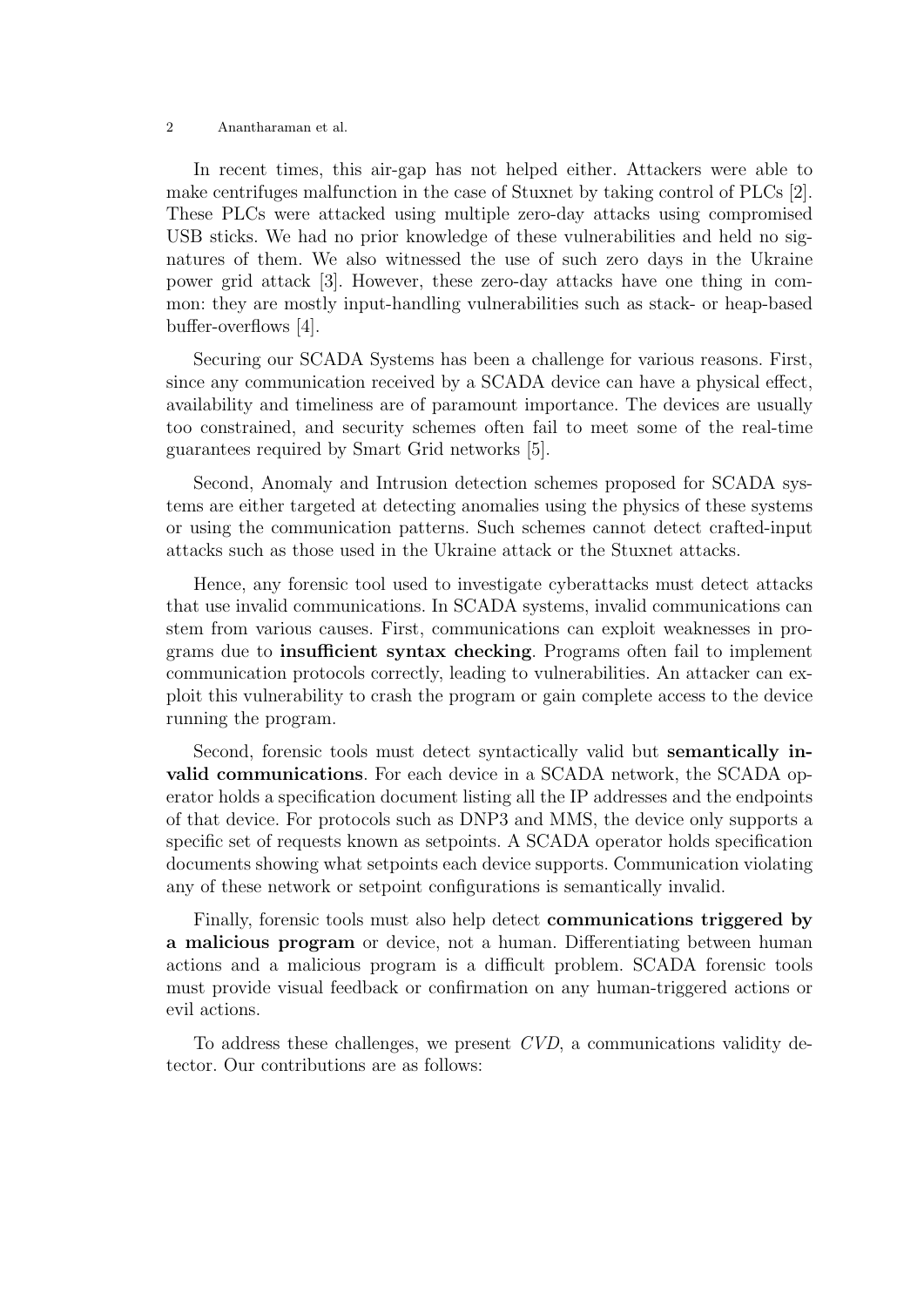In recent times, this air-gap has not helped either. Attackers were able to make centrifuges malfunction in the case of Stuxnet by taking control of PLCs [2]. These PLCs were attacked using multiple zero-day attacks using compromised USB sticks. We had no prior knowledge of these vulnerabilities and held no signatures of them. We also witnessed the use of such zero days in the Ukraine power grid attack [3]. However, these zero-day attacks have one thing in common: they are mostly input-handling vulnerabilities such as stack- or heap-based buffer-overflows [4].

Securing our SCADA Systems has been a challenge for various reasons. First, since any communication received by a SCADA device can have a physical effect, availability and timeliness are of paramount importance. The devices are usually too constrained, and security schemes often fail to meet some of the real-time guarantees required by Smart Grid networks [5].

Second, Anomaly and Intrusion detection schemes proposed for SCADA systems are either targeted at detecting anomalies using the physics of these systems or using the communication patterns. Such schemes cannot detect crafted-input attacks such as those used in the Ukraine attack or the Stuxnet attacks.

Hence, any forensic tool used to investigate cyberattacks must detect attacks that use invalid communications. In SCADA systems, invalid communications can stem from various causes. First, communications can exploit weaknesses in programs due to **insufficient syntax checking**. Programs often fail to implement communication protocols correctly, leading to vulnerabilities. An attacker can exploit this vulnerability to crash the program or gain complete access to the device running the program.

Second, forensic tools must detect syntactically valid but **semantically invalid communications**. For each device in a SCADA network, the SCADA operator holds a specification document listing all the IP addresses and the endpoints of that device. For protocols such as DNP3 and MMS, the device only supports a specific set of requests known as setpoints. A SCADA operator holds specification documents showing what setpoints each device supports. Communication violating any of these network or setpoint configurations is semantically invalid.

Finally, forensic tools must also help detect **communications triggered by a malicious program** or device, not a human. Differentiating between human actions and a malicious program is a difficult problem. SCADA forensic tools must provide visual feedback or confirmation on any human-triggered actions or evil actions.

To address these challenges, we present *CVD*, a communications validity detector. Our contributions are as follows: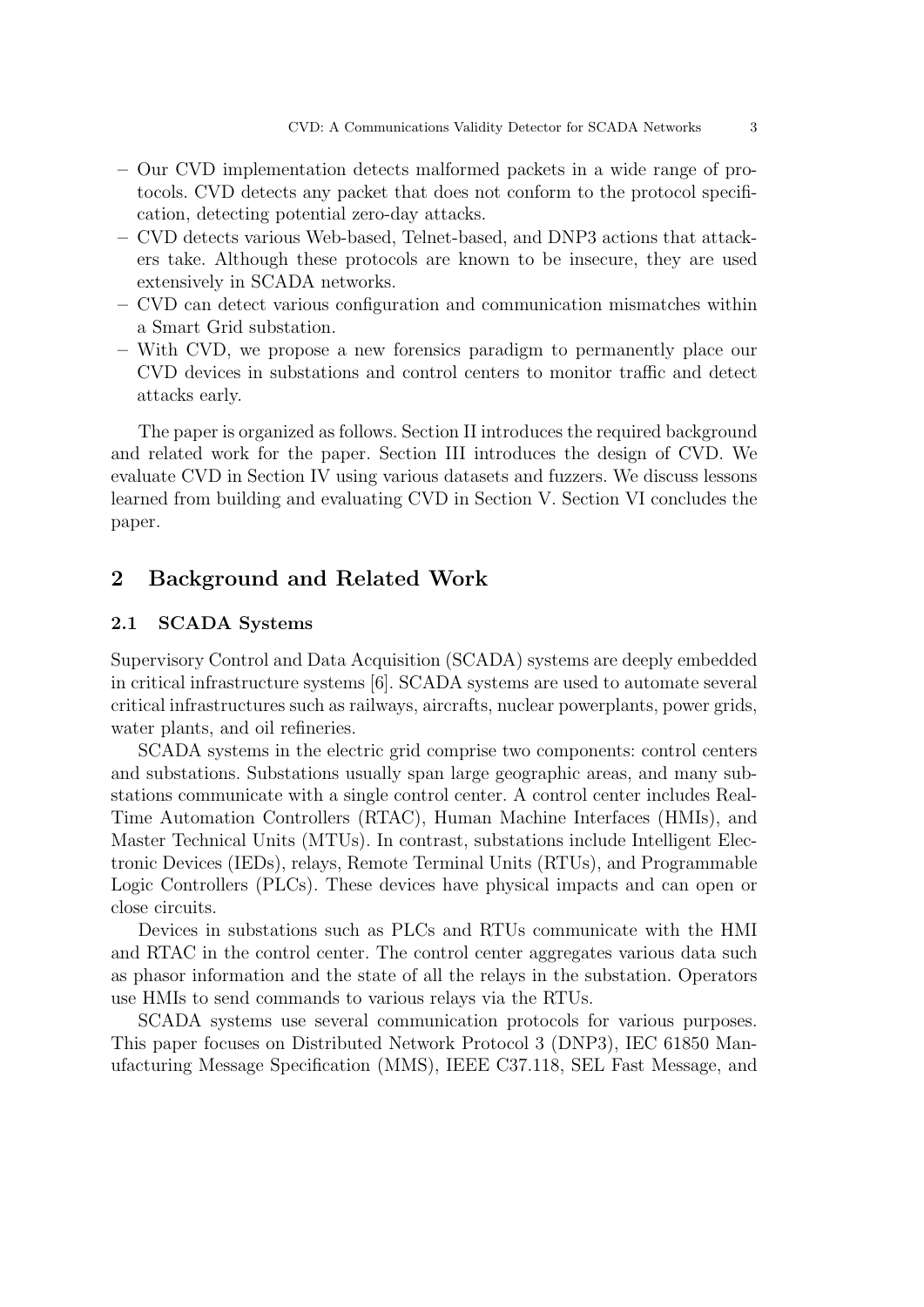- Our CVD implementation detects malformed packets in a wide range of protocols. CVD detects any packet that does not conform to the protocol specification, detecting potential zero-day attacks.
- CVD detects various Web-based, Telnet-based, and DNP3 actions that attackers take. Although these protocols are known to be insecure, they are used extensively in SCADA networks.
- CVD can detect various configuration and communication mismatches within a Smart Grid substation.
- With CVD, we propose a new forensics paradigm to permanently place our CVD devices in substations and control centers to monitor traffic and detect attacks early.

The paper is organized as follows. Section II introduces the required background and related work for the paper. Section III introduces the design of CVD. We evaluate CVD in Section IV using various datasets and fuzzers. We discuss lessons learned from building and evaluating CVD in Section V. Section VI concludes the paper.

## 2 Background and Related Work

### 2.1 SCADA Systems

Supervisory Control and Data Acquisition (SCADA) systems are deeply embedded in critical infrastructure systems [6]. SCADA systems are used to automate several critical infrastructures such as railways, aircrafts, nuclear powerplants, power grids, water plants, and oil refineries.

SCADA systems in the electric grid comprise two components: control centers and substations. Substations usually span large geographic areas, and many substations communicate with a single control center. A control center includes Real-Time Automation Controllers (RTAC), Human Machine Interfaces (HMIs), and Master Technical Units (MTUs). In contrast, substations include Intelligent Electronic Devices (IEDs), relays, Remote Terminal Units (RTUs), and Programmable Logic Controllers (PLCs). These devices have physical impacts and can open or close circuits.

Devices in substations such as PLCs and RTUs communicate with the HMI and RTAC in the control center. The control center aggregates various data such as phasor information and the state of all the relays in the substation. Operators use HMIs to send commands to various relays via the RTUs.

SCADA systems use several communication protocols for various purposes. This paper focuses on Distributed Network Protocol 3 (DNP3), IEC 61850 Manufacturing Message Specification (MMS), IEEE C37.118, SEL Fast Message, and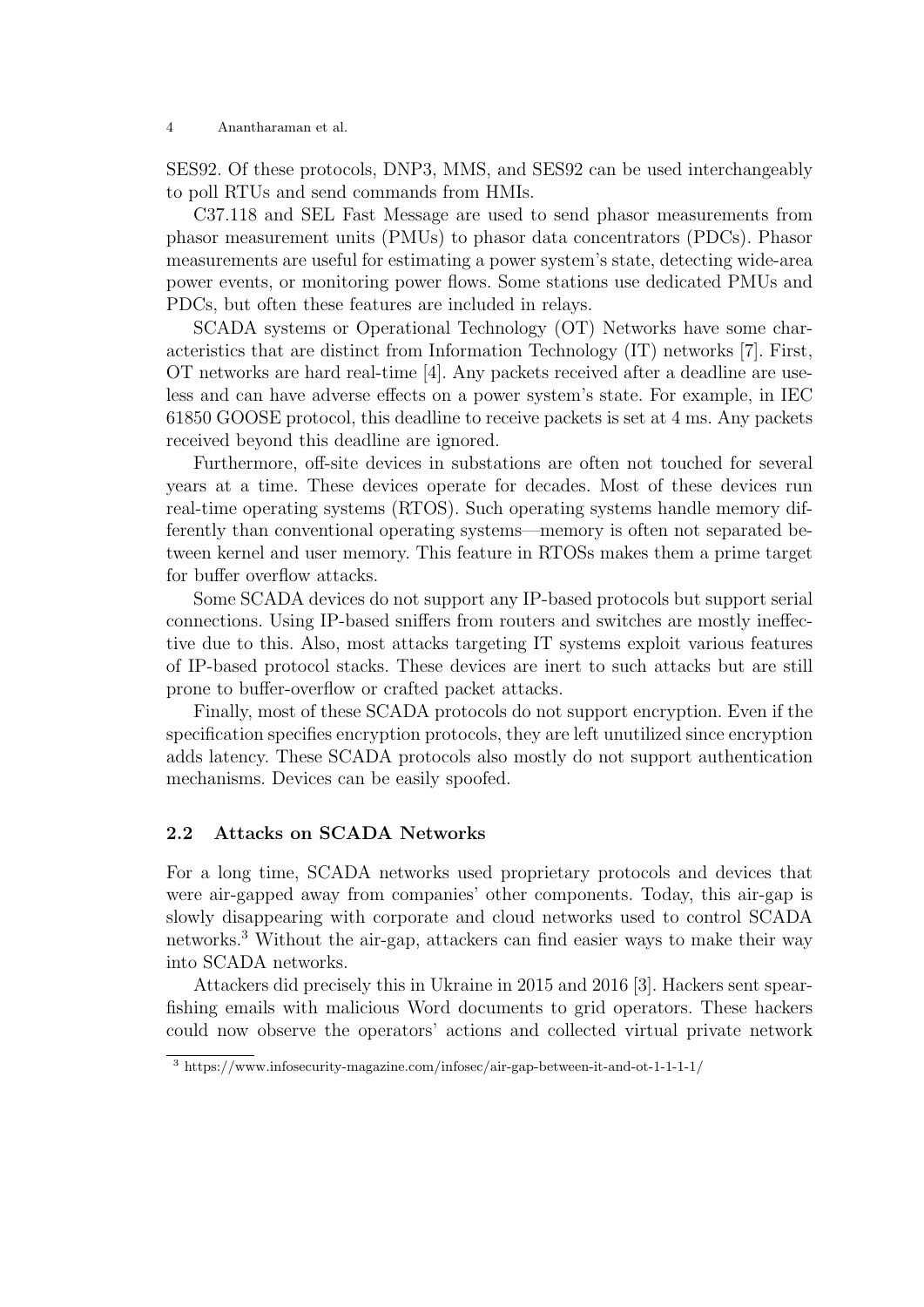SES92. Of these protocols, DNP3, MMS, and SES92 can be used interchangeably to poll RTUs and send commands from HMIs.

C37.118 and SEL Fast Message are used to send phasor measurements from phasor measurement units (PMUs) to phasor data concentrators (PDCs). Phasor measurements are useful for estimating a power system's state, detecting wide-area power events, or monitoring power flows. Some stations use dedicated PMUs and PDCs, but often these features are included in relays.

SCADA systems or Operational Technology (OT) Networks have some characteristics that are distinct from Information Technology (IT) networks [7]. First, OT networks are hard real-time [4]. Any packets received after a deadline are useless and can have adverse effects on a power system's state. For example, in IEC 61850 GOOSE protocol, this deadline to receive packets is set at 4 ms. Any packets received beyond this deadline are ignored.

Furthermore, off-site devices in substations are often not touched for several years at a time. These devices operate for decades. Most of these devices run real-time operating systems (RTOS). Such operating systems handle memory differently than conventional operating systems—memory is often not separated between kernel and user memory. This feature in RTOSs makes them a prime target for buffer overflow attacks.

Some SCADA devices do not support any IP-based protocols but support serial connections. Using IP-based sniffers from routers and switches are mostly ineffective due to this. Also, most attacks targeting IT systems exploit various features of IP-based protocol stacks. These devices are inert to such attacks but are still prone to buffer-overflow or crafted packet attacks.

Finally, most of these SCADA protocols do not support encryption. Even if the specification specifies encryption protocols, they are left unutilized since encryption adds latency. These SCADA protocols also mostly do not support authentication mechanisms. Devices can be easily spoofed.

### 2.2 Attacks on SCADA Networks

For a long time, SCADA networks used proprietary protocols and devices that were air-gapped away from companies' other components. Today, this air-gap is slowly disappearing with corporate and cloud networks used to control SCADA networks.[3] Without the air-gap, attackers can find easier ways to make their way into SCADA networks.

Attackers did precisely this in Ukraine in 2015 and 2016 [3]. Hackers sent spearfishing emails with malicious Word documents to grid operators. These hackers could now observe the operators' actions and collected virtual private network

[3] https://www.infosecurity-magazine.com/infosec/air-gap-between-it-and-ot-1-1-1-1/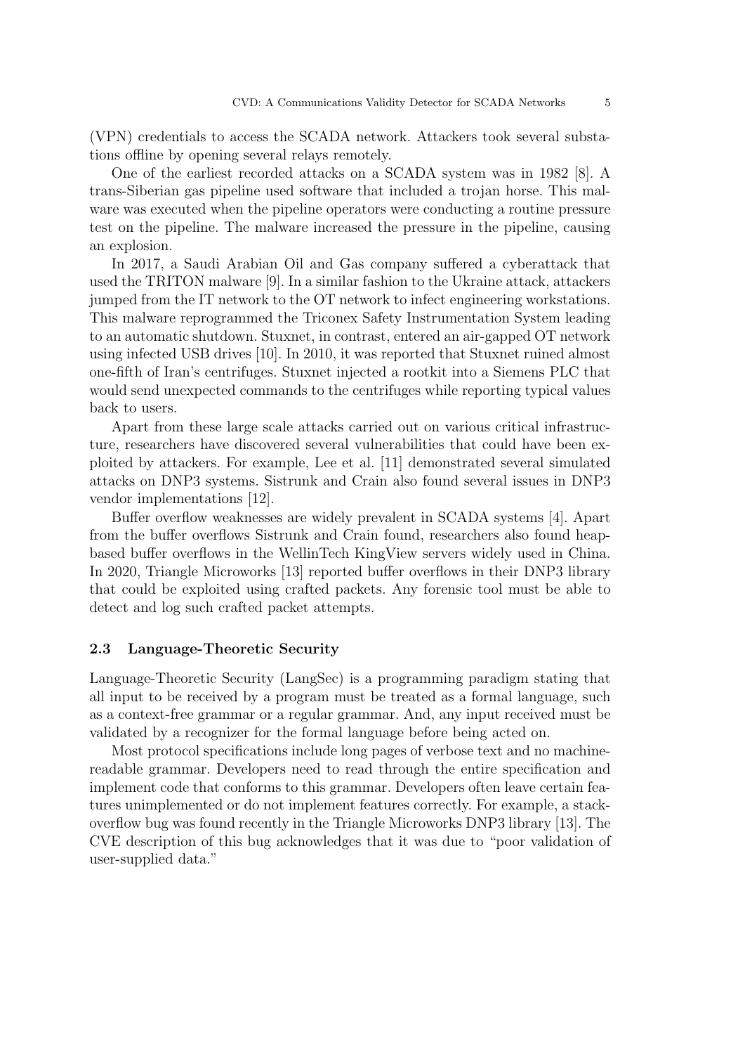(VPN) credentials to access the SCADA network. Attackers took several substations offline by opening several relays remotely.

One of the earliest recorded attacks on a SCADA system was in 1982 [8]. A trans-Siberian gas pipeline used software that included a trojan horse. This malware was executed when the pipeline operators were conducting a routine pressure test on the pipeline. The malware increased the pressure in the pipeline, causing an explosion.

In 2017, a Saudi Arabian Oil and Gas company suffered a cyberattack that used the TRITON malware [9]. In a similar fashion to the Ukraine attack, attackers jumped from the IT network to the OT network to infect engineering workstations. This malware reprogrammed the Triconex Safety Instrumentation System leading to an automatic shutdown. Stuxnet, in contrast, entered an air-gapped OT network using infected USB drives [10]. In 2010, it was reported that Stuxnet ruined almost one-fifth of Iran's centrifuges. Stuxnet injected a rootkit into a Siemens PLC that would send unexpected commands to the centrifuges while reporting typical values back to users.

Apart from these large scale attacks carried out on various critical infrastructure, researchers have discovered several vulnerabilities that could have been exploited by attackers. For example, Lee et al. [11] demonstrated several simulated attacks on DNP3 systems. Sistrunk and Crain also found several issues in DNP3 vendor implementations [12].

Buffer overflow weaknesses are widely prevalent in SCADA systems [4]. Apart from the buffer overflows Sistrunk and Crain found, researchers also found heap-based buffer overflows in the WellinTech KingView servers widely used in China. In 2020, Triangle Microworks [13] reported buffer overflows in their DNP3 library that could be exploited using crafted packets. Any forensic tool must be able to detect and log such crafted packet attempts.

### 2.3 Language-Theoretic Security

Language-Theoretic Security (LangSec) is a programming paradigm stating that all input to be received by a program must be treated as a formal language, such as a context-free grammar or a regular grammar. And, any input received must be validated by a recognizer for the formal language before being acted on.

Most protocol specifications include long pages of verbose text and no machine-readable grammar. Developers need to read through the entire specification and implement code that conforms to this grammar. Developers often leave certain features unimplemented or do not implement features correctly. For example, a stack-overflow bug was found recently in the Triangle Microworks DNP3 library [13]. The CVE description of this bug acknowledges that it was due to "poor validation of user-supplied data."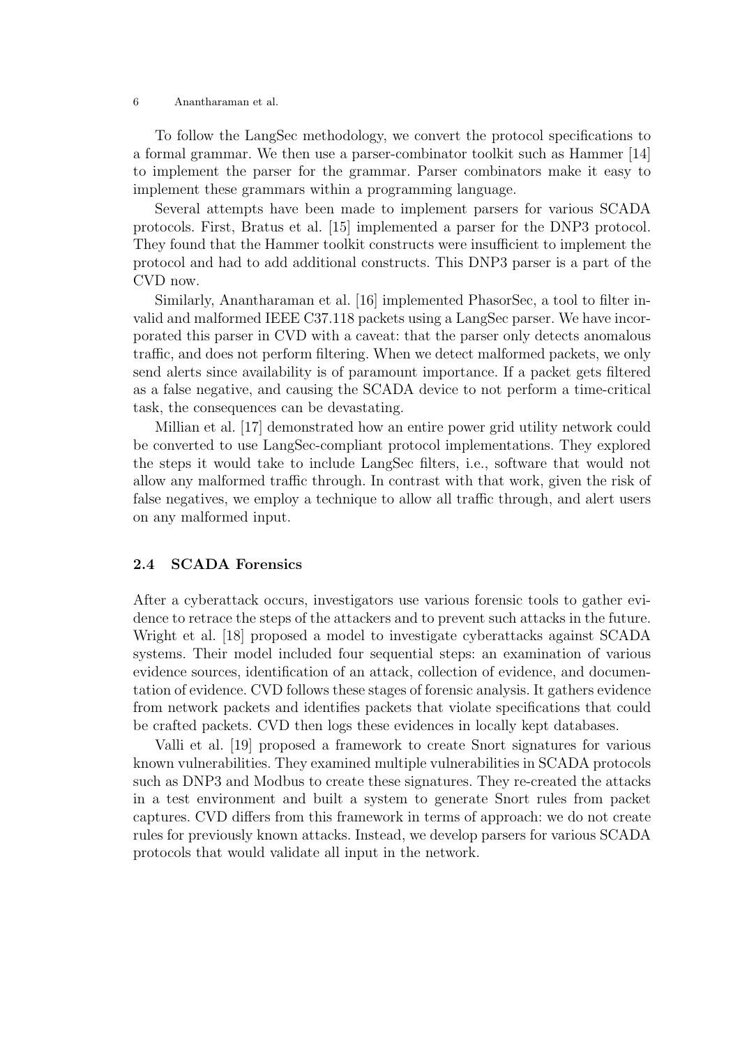To follow the LangSec methodology, we convert the protocol specifications to a formal grammar. We then use a parser-combinator toolkit such as Hammer [14] to implement the parser for the grammar. Parser combinators make it easy to implement these grammars within a programming language.

Several attempts have been made to implement parsers for various SCADA protocols. First, Bratus et al. [15] implemented a parser for the DNP3 protocol. They found that the Hammer toolkit constructs were insufficient to implement the protocol and had to add additional constructs. This DNP3 parser is a part of the CVD now.

Similarly, Anantharaman et al. [16] implemented PhasorSec, a tool to filter invalid and malformed IEEE C37.118 packets using a LangSec parser. We have incorporated this parser in CVD with a caveat: that the parser only detects anomalous traffic, and does not perform filtering. When we detect malformed packets, we only send alerts since availability is of paramount importance. If a packet gets filtered as a false negative, and causing the SCADA device to not perform a time-critical task, the consequences can be devastating.

Millian et al. [17] demonstrated how an entire power grid utility network could be converted to use LangSec-compliant protocol implementations. They explored the steps it would take to include LangSec filters, i.e., software that would not allow any malformed traffic through. In contrast with that work, given the risk of false negatives, we employ a technique to allow all traffic through, and alert users on any malformed input.

### 2.4 SCADA Forensics

After a cyberattack occurs, investigators use various forensic tools to gather evidence to retrace the steps of the attackers and to prevent such attacks in the future. Wright et al. [18] proposed a model to investigate cyberattacks against SCADA systems. Their model included four sequential steps: an examination of various evidence sources, identification of an attack, collection of evidence, and documentation of evidence. CVD follows these stages of forensic analysis. It gathers evidence from network packets and identifies packets that violate specifications that could be crafted packets. CVD then logs these evidences in locally kept databases.

Valli et al. [19] proposed a framework to create Snort signatures for various known vulnerabilities. They examined multiple vulnerabilities in SCADA protocols such as DNP3 and Modbus to create these signatures. They re-created the attacks in a test environment and built a system to generate Snort rules from packet captures. CVD differs from this framework in terms of approach: we do not create rules for previously known attacks. Instead, we develop parsers for various SCADA protocols that would validate all input in the network.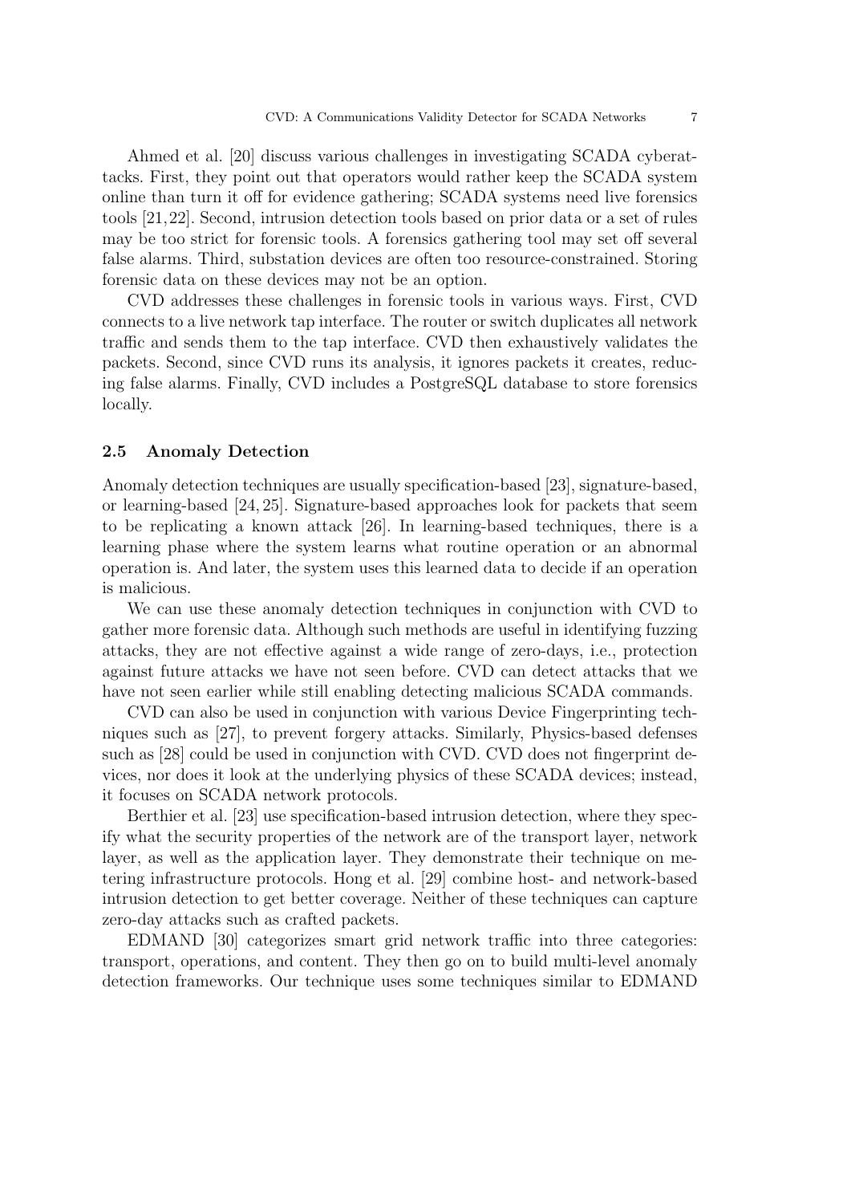Ahmed et al. [20] discuss various challenges in investigating SCADA cyberattacks. First, they point out that operators would rather keep the SCADA system online than turn it off for evidence gathering; SCADA systems need live forensics tools [21,22]. Second, intrusion detection tools based on prior data or a set of rules may be too strict for forensic tools. A forensics gathering tool may set off several false alarms. Third, substation devices are often too resource-constrained. Storing forensic data on these devices may not be an option.

CVD addresses these challenges in forensic tools in various ways. First, CVD connects to a live network tap interface. The router or switch duplicates all network traffic and sends them to the tap interface. CVD then exhaustively validates the packets. Second, since CVD runs its analysis, it ignores packets it creates, reducing false alarms. Finally, CVD includes a PostgreSQL database to store forensics locally.

### 2.5 Anomaly Detection

Anomaly detection techniques are usually specification-based [23], signature-based, or learning-based [24,25]. Signature-based approaches look for packets that seem to be replicating a known attack [26]. In learning-based techniques, there is a learning phase where the system learns what routine operation or an abnormal operation is. And later, the system uses this learned data to decide if an operation is malicious.

We can use these anomaly detection techniques in conjunction with CVD to gather more forensic data. Although such methods are useful in identifying fuzzing attacks, they are not effective against a wide range of zero-days, i.e., protection against future attacks we have not seen before. CVD can detect attacks that we have not seen earlier while still enabling detecting malicious SCADA commands.

CVD can also be used in conjunction with various Device Fingerprinting techniques such as [27], to prevent forgery attacks. Similarly, Physics-based defenses such as [28] could be used in conjunction with CVD. CVD does not fingerprint devices, nor does it look at the underlying physics of these SCADA devices; instead, it focuses on SCADA network protocols.

Berthier et al. [23] use specification-based intrusion detection, where they specify what the security properties of the network are of the transport layer, network layer, as well as the application layer. They demonstrate their technique on metering infrastructure protocols. Hong et al. [29] combine host- and network-based intrusion detection to get better coverage. Neither of these techniques can capture zero-day attacks such as crafted packets.

EDMAND [30] categorizes smart grid network traffic into three categories: transport, operations, and content. They then go on to build multi-level anomaly detection frameworks. Our technique uses some techniques similar to EDMAND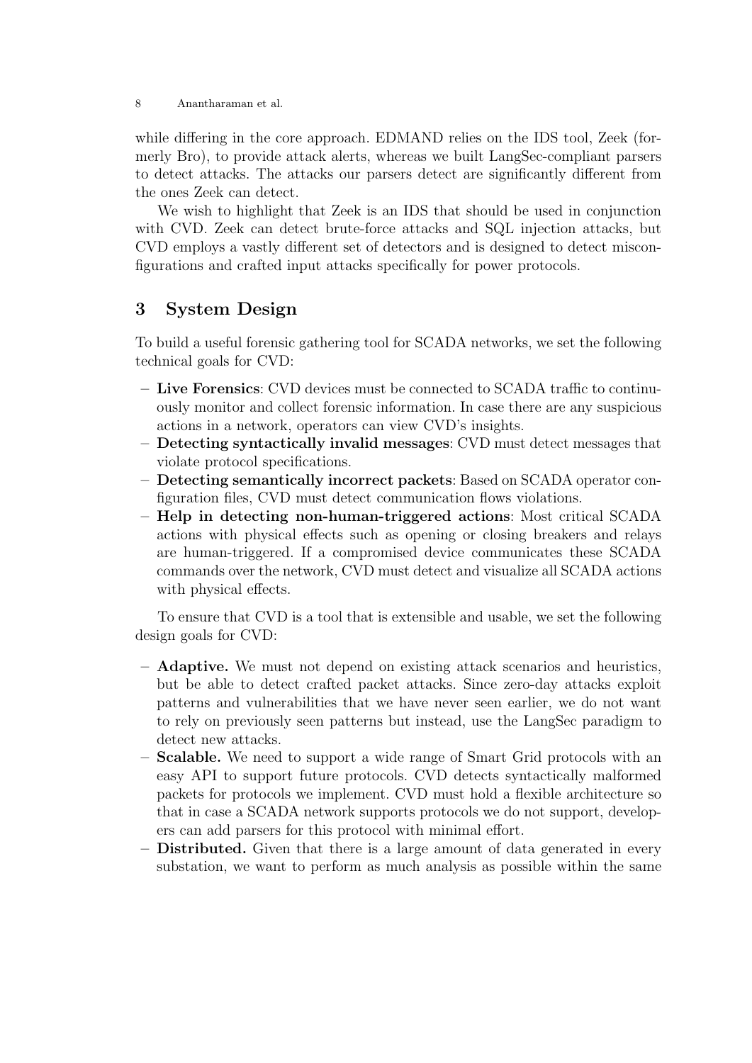while differing in the core approach. EDMAND relies on the IDS tool, Zeek (formerly Bro), to provide attack alerts, whereas we built LangSec-compliant parsers to detect attacks. The attacks our parsers detect are significantly different from the ones Zeek can detect.

We wish to highlight that Zeek is an IDS that should be used in conjunction with CVD. Zeek can detect brute-force attacks and SQL injection attacks, but CVD employs a vastly different set of detectors and is designed to detect misconfigurations and crafted input attacks specifically for power protocols.

## 3 System Design

To build a useful forensic gathering tool for SCADA networks, we set the following technical goals for CVD:

- **Live Forensics**: CVD devices must be connected to SCADA traffic to continuously monitor and collect forensic information. In case there are any suspicious actions in a network, operators can view CVD's insights.
- **Detecting syntactically invalid messages**: CVD must detect messages that violate protocol specifications.
- **Detecting semantically incorrect packets**: Based on SCADA operator configuration files, CVD must detect communication flows violations.
- **Help in detecting non-human-triggered actions**: Most critical SCADA actions with physical effects such as opening or closing breakers and relays are human-triggered. If a compromised device communicates these SCADA commands over the network, CVD must detect and visualize all SCADA actions with physical effects.

To ensure that CVD is a tool that is extensible and usable, we set the following design goals for CVD:

- **Adaptive.** We must not depend on existing attack scenarios and heuristics, but be able to detect crafted packet attacks. Since zero-day attacks exploit patterns and vulnerabilities that we have never seen earlier, we do not want to rely on previously seen patterns but instead, use the LangSec paradigm to detect new attacks.
- **Scalable.** We need to support a wide range of Smart Grid protocols with an easy API to support future protocols. CVD detects syntactically malformed packets for protocols we implement. CVD must hold a flexible architecture so that in case a SCADA network supports protocols we do not support, developers can add parsers for this protocol with minimal effort.
- **Distributed.** Given that there is a large amount of data generated in every substation, we want to perform as much analysis as possible within the same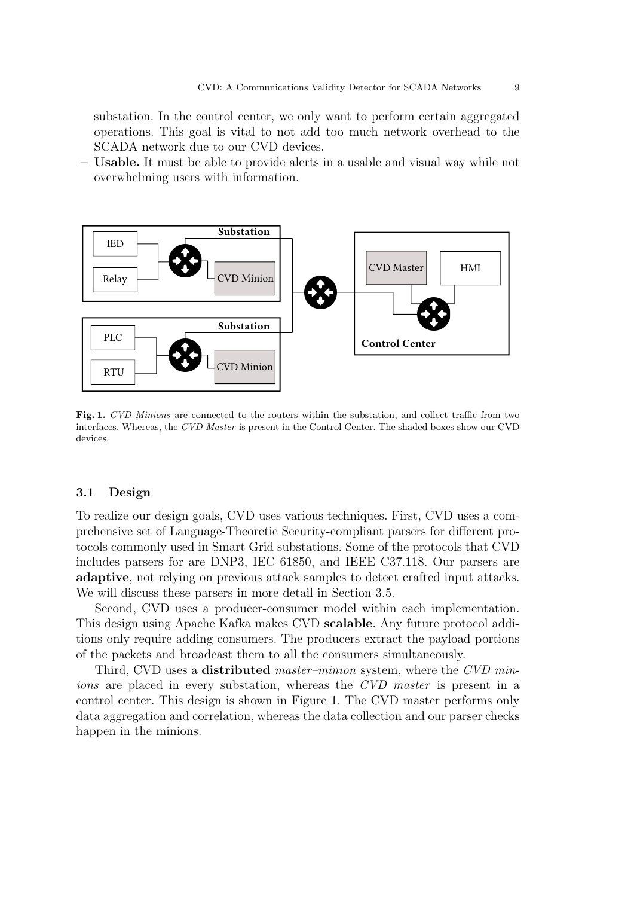substation. In the control center, we only want to perform certain aggregated operations. This goal is vital to not add too much network overhead to the SCADA network due to our CVD devices.

– **Usable.** It must be able to provide alerts in a usable and visual way while not overwhelming users with information.

**Fig. 1.** *CVD Minions* are connected to the routers within the substation, and collect traffic from two interfaces. Whereas, the *CVD Master* is present in the Control Center. The shaded boxes show our CVD devices.

### 3.1 Design

To realize our design goals, CVD uses various techniques. First, CVD uses a comprehensive set of Language-Theoretic Security-compliant parsers for different protocols commonly used in Smart Grid substations. Some of the protocols that CVD includes parsers for are DNP3, IEC 61850, and IEEE C37.118. Our parsers are **adaptive**, not relying on previous attack samples to detect crafted input attacks. We will discuss these parsers in more detail in Section 3.5.

Second, CVD uses a producer-consumer model within each implementation. This design using Apache Kafka makes CVD **scalable**. Any future protocol additions only require adding consumers. The producers extract the payload portions of the packets and broadcast them to all the consumers simultaneously.

Third, CVD uses a **distributed** *master–minion* system, where the *CVD minions* are placed in every substation, whereas the *CVD master* is present in a control center. This design is shown in Figure 1. The CVD master performs only data aggregation and correlation, whereas the data collection and our parser checks happen in the minions.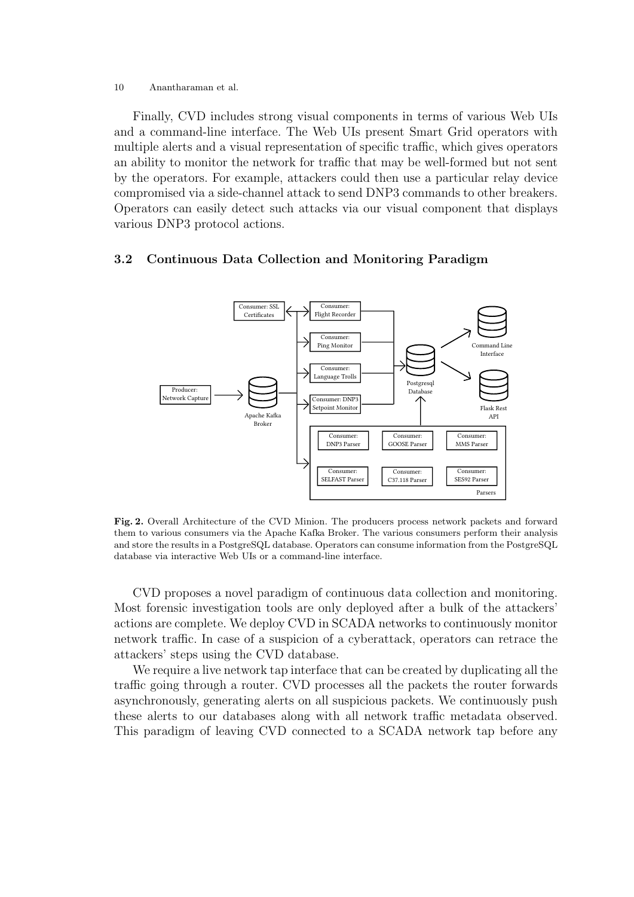Finally, CVD includes strong visual components in terms of various Web UIs and a command-line interface. The Web UIs present Smart Grid operators with multiple alerts and a visual representation of specific traffic, which gives operators an ability to monitor the network for traffic that may be well-formed but not sent by the operators. For example, attackers could then use a particular relay device compromised via a side-channel attack to send DNP3 commands to other breakers. Operators can easily detect such attacks via our visual component that displays various DNP3 protocol actions.

### 3.2 Continuous Data Collection and Monitoring Paradigm

**Fig. 2.** Overall Architecture of the CVD Minion. The producers process network packets and forward them to various consumers via the Apache Kafka Broker. The various consumers perform their analysis and store the results in a PostgreSQL database. Operators can consume information from the PostgreSQL database via interactive Web UIs or a command-line interface.

CVD proposes a novel paradigm of continuous data collection and monitoring. Most forensic investigation tools are only deployed after a bulk of the attackers' actions are complete. We deploy CVD in SCADA networks to continuously monitor network traffic. In case of a suspicion of a cyberattack, operators can retrace the attackers' steps using the CVD database.

We require a live network tap interface that can be created by duplicating all the traffic going through a router. CVD processes all the packets the router forwards asynchronously, generating alerts on all suspicious packets. We continuously push these alerts to our databases along with all network traffic metadata observed. This paradigm of leaving CVD connected to a SCADA network tap before any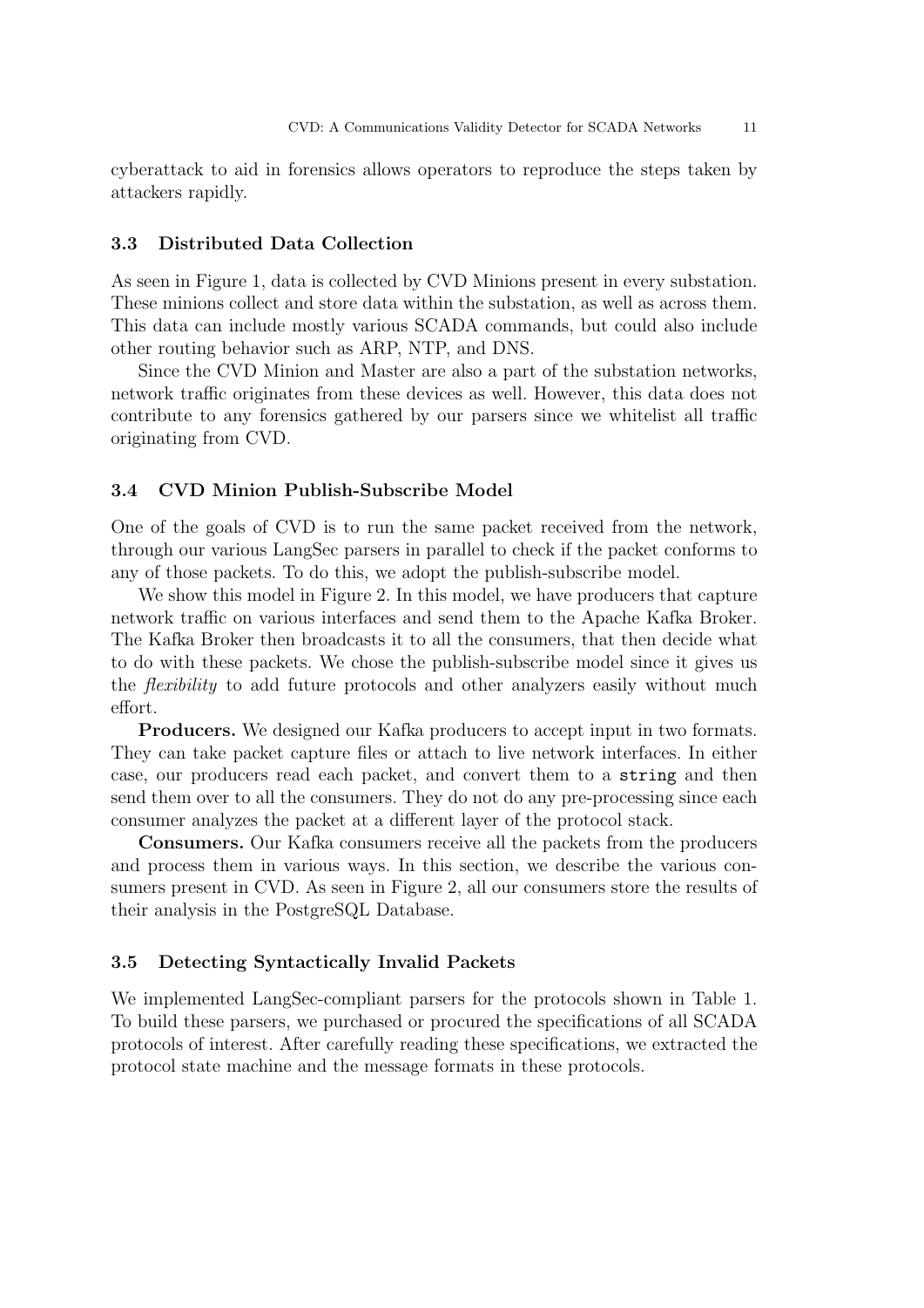cyberattack to aid in forensics allows operators to reproduce the steps taken by attackers rapidly.

### 3.3 Distributed Data Collection

As seen in Figure 1, data is collected by CVD Minions present in every substation. These minions collect and store data within the substation, as well as across them. This data can include mostly various SCADA commands, but could also include other routing behavior such as ARP, NTP, and DNS.

Since the CVD Minion and Master are also a part of the substation networks, network traffic originates from these devices as well. However, this data does not contribute to any forensics gathered by our parsers since we whitelist all traffic originating from CVD.

### 3.4 CVD Minion Publish-Subscribe Model

One of the goals of CVD is to run the same packet received from the network, through our various LangSec parsers in parallel to check if the packet conforms to any of those packets. To do this, we adopt the publish-subscribe model.

We show this model in Figure 2. In this model, we have producers that capture network traffic on various interfaces and send them to the Apache Kafka Broker. The Kafka Broker then broadcasts it to all the consumers, that then decide what to do with these packets. We chose the publish-subscribe model since it gives us the *flexibility* to add future protocols and other analyzers easily without much effort.

**Producers.** We designed our Kafka producers to accept input in two formats. They can take packet capture files or attach to live network interfaces. In either case, our producers read each packet, and convert them to a `string` and then send them over to all the consumers. They do not do any pre-processing since each consumer analyzes the packet at a different layer of the protocol stack.

**Consumers.** Our Kafka consumers receive all the packets from the producers and process them in various ways. In this section, we describe the various consumers present in CVD. As seen in Figure 2, all our consumers store the results of their analysis in the PostgreSQL Database.

### 3.5 Detecting Syntactically Invalid Packets

We implemented LangSec-compliant parsers for the protocols shown in Table 1. To build these parsers, we purchased or procured the specifications of all SCADA protocols of interest. After carefully reading these specifications, we extracted the protocol state machine and the message formats in these protocols.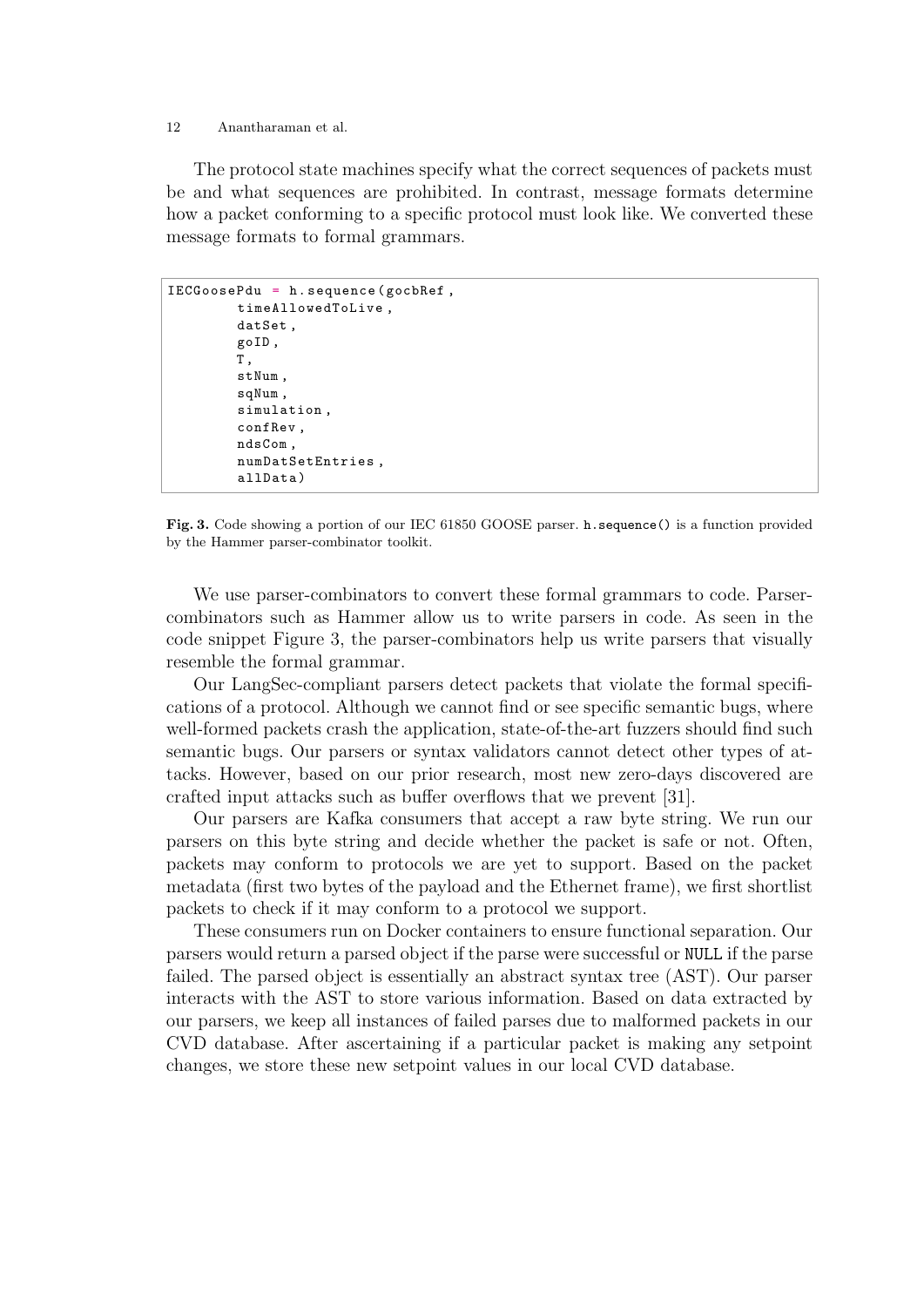The protocol state machines specify what the correct sequences of packets must be and what sequences are prohibited. In contrast, message formats determine how a packet conforming to a specific protocol must look like. We converted these message formats to formal grammars.

```
IECGoosePdu = h.sequence(gocbRef,
        timeAllowedToLive,
        datSet,
        goID,
        T,
        stNum,
        sqNum,
        simulation,
        confRev,
        ndsCom,
        numDatSetEntries,
        allData)
```

**Fig. 3.** Code showing a portion of our IEC 61850 GOOSE parser. `h.sequence()` is a function provided by the Hammer parser-combinator toolkit.

We use parser-combinators to convert these formal grammars to code. Parser-combinators such as Hammer allow us to write parsers in code. As seen in the code snippet Figure 3, the parser-combinators help us write parsers that visually resemble the formal grammar.

Our LangSec-compliant parsers detect packets that violate the formal specifications of a protocol. Although we cannot find or see specific semantic bugs, where well-formed packets crash the application, state-of-the-art fuzzers should find such semantic bugs. Our parsers or syntax validators cannot detect other types of attacks. However, based on our prior research, most new zero-days discovered are crafted input attacks such as buffer overflows that we prevent [31].

Our parsers are Kafka consumers that accept a raw byte string. We run our parsers on this byte string and decide whether the packet is safe or not. Often, packets may conform to protocols we are yet to support. Based on the packet metadata (first two bytes of the payload and the Ethernet frame), we first shortlist packets to check if it may conform to a protocol we support.

These consumers run on Docker containers to ensure functional separation. Our parsers would return a parsed object if the parse were successful or `NULL` if the parse failed. The parsed object is essentially an abstract syntax tree (AST). Our parser interacts with the AST to store various information. Based on data extracted by our parsers, we keep all instances of failed parses due to malformed packets in our CVD database. After ascertaining if a particular packet is making any setpoint changes, we store these new setpoint values in our local CVD database.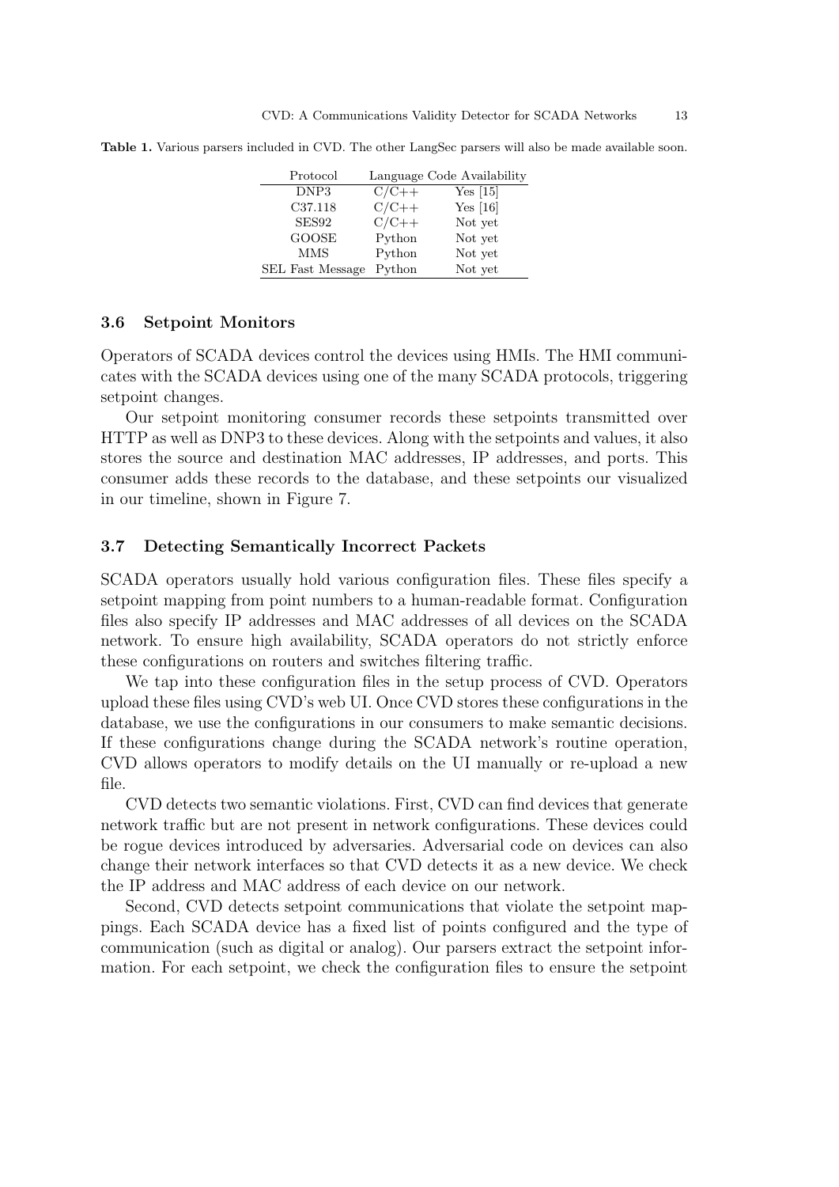**Table 1.** Various parsers included in CVD. The other LangSec parsers will also be made available soon.

| Protocol | Language | Code Availability |
|---|---|---|
| DNP3 | C/C++ | Yes [15] |
| C37.118 | C/C++ | Yes [16] |
| SES92 | C/C++ | Not yet |
| GOOSE | Python | Not yet |
| MMS | Python | Not yet |
| SEL Fast Message | Python | Not yet |

### 3.6 Setpoint Monitors

Operators of SCADA devices control the devices using HMIs. The HMI communicates with the SCADA devices using one of the many SCADA protocols, triggering setpoint changes.

Our setpoint monitoring consumer records these setpoints transmitted over HTTP as well as DNP3 to these devices. Along with the setpoints and values, it also stores the source and destination MAC addresses, IP addresses, and ports. This consumer adds these records to the database, and these setpoints our visualized in our timeline, shown in Figure 7.

### 3.7 Detecting Semantically Incorrect Packets

SCADA operators usually hold various configuration files. These files specify a setpoint mapping from point numbers to a human-readable format. Configuration files also specify IP addresses and MAC addresses of all devices on the SCADA network. To ensure high availability, SCADA operators do not strictly enforce these configurations on routers and switches filtering traffic.

We tap into these configuration files in the setup process of CVD. Operators upload these files using CVD's web UI. Once CVD stores these configurations in the database, we use the configurations in our consumers to make semantic decisions. If these configurations change during the SCADA network's routine operation, CVD allows operators to modify details on the UI manually or re-upload a new file.

CVD detects two semantic violations. First, CVD can find devices that generate network traffic but are not present in network configurations. These devices could be rogue devices introduced by adversaries. Adversarial code on devices can also change their network interfaces so that CVD detects it as a new device. We check the IP address and MAC address of each device on our network.

Second, CVD detects setpoint communications that violate the setpoint mappings. Each SCADA device has a fixed list of points configured and the type of communication (such as digital or analog). Our parsers extract the setpoint information. For each setpoint, we check the configuration files to ensure the setpoint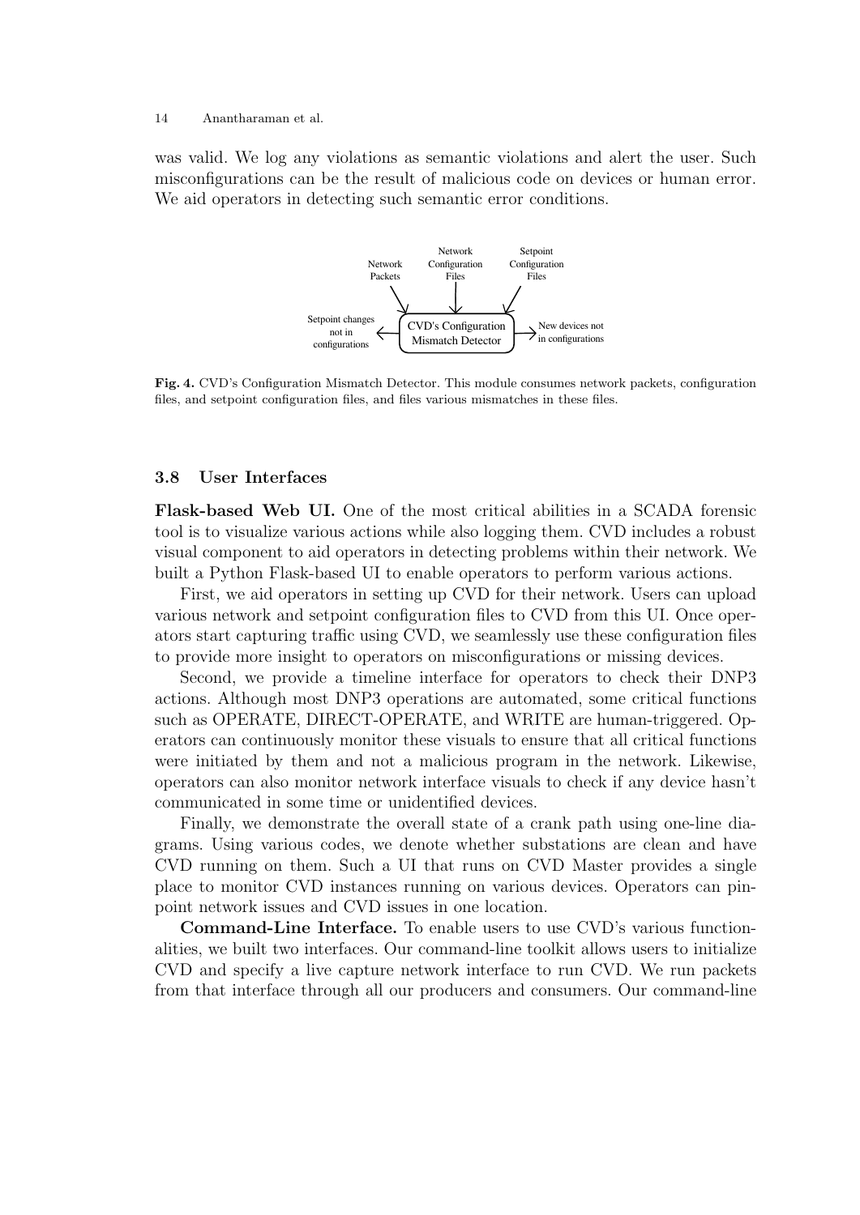was valid. We log any violations as semantic violations and alert the user. Such misconfigurations can be the result of malicious code on devices or human error. We aid operators in detecting such semantic error conditions.

**Fig. 4.** CVD's Configuration Mismatch Detector. This module consumes network packets, configuration files, and setpoint configuration files, and files various mismatches in these files.

### 3.8 User Interfaces

**Flask-based Web UI.** One of the most critical abilities in a SCADA forensic tool is to visualize various actions while also logging them. CVD includes a robust visual component to aid operators in detecting problems within their network. We built a Python Flask-based UI to enable operators to perform various actions.

First, we aid operators in setting up CVD for their network. Users can upload various network and setpoint configuration files to CVD from this UI. Once operators start capturing traffic using CVD, we seamlessly use these configuration files to provide more insight to operators on misconfigurations or missing devices.

Second, we provide a timeline interface for operators to check their DNP3 actions. Although most DNP3 operations are automated, some critical functions such as OPERATE, DIRECT-OPERATE, and WRITE are human-triggered. Operators can continuously monitor these visuals to ensure that all critical functions were initiated by them and not a malicious program in the network. Likewise, operators can also monitor network interface visuals to check if any device hasn't communicated in some time or unidentified devices.

Finally, we demonstrate the overall state of a crank path using one-line diagrams. Using various codes, we denote whether substations are clean and have CVD running on them. Such a UI that runs on CVD Master provides a single place to monitor CVD instances running on various devices. Operators can pinpoint network issues and CVD issues in one location.

**Command-Line Interface.** To enable users to use CVD's various functionalities, we built two interfaces. Our command-line toolkit allows users to initialize CVD and specify a live capture network interface to run CVD. We run packets from that interface through all our producers and consumers. Our command-line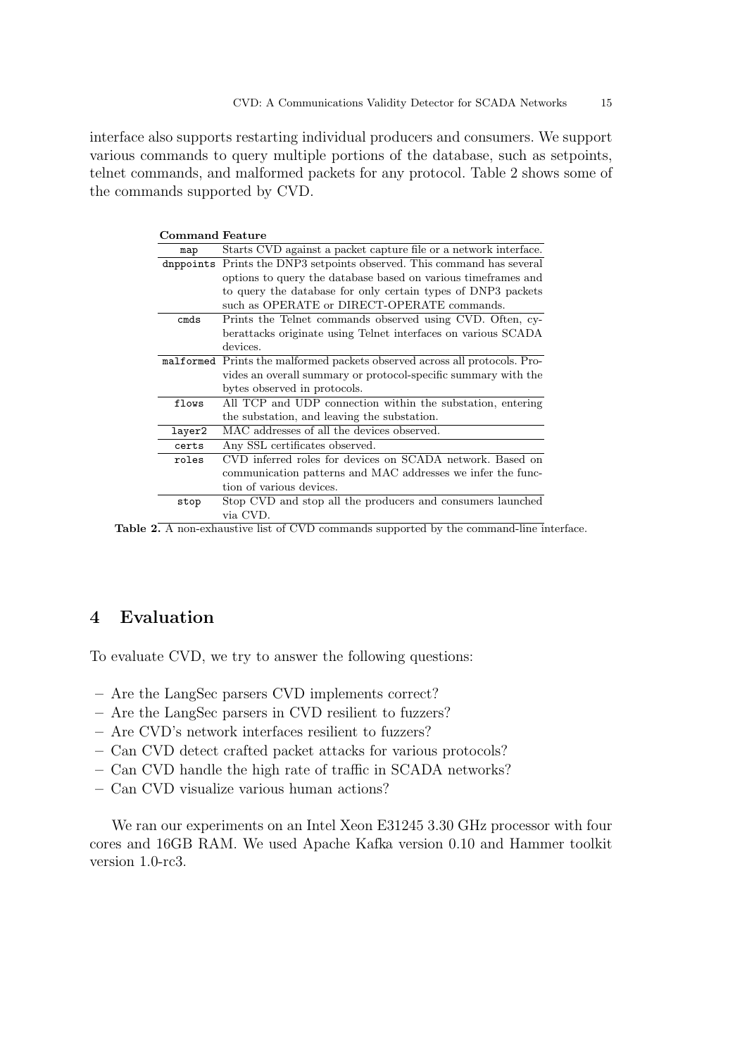interface also supports restarting individual producers and consumers. We support various commands to query multiple portions of the database, such as setpoints, telnet commands, and malformed packets for any protocol. Table 2 shows some of the commands supported by CVD.

| Command | Feature |
| --- | --- |
| `map` | Starts CVD against a packet capture file or a network interface. |
| `dnppoints` | Prints the DNP3 setpoints observed. This command has several options to query the database based on various timeframes and to query the database for only certain types of DNP3 packets such as OPERATE or DIRECT-OPERATE commands. |
| `cmds` | Prints the Telnet commands observed using CVD. Often, cyberattacks originate using Telnet interfaces on various SCADA devices. |
| `malformed` | Prints the malformed packets observed across all protocols. Provides an overall summary or protocol-specific summary with the bytes observed in protocols. |
| `flows` | All TCP and UDP connection within the substation, entering the substation, and leaving the substation. |
| `layer2` | MAC addresses of all the devices observed. |
| `certs` | Any SSL certificates observed. |
| `roles` | CVD inferred roles for devices on SCADA network. Based on communication patterns and MAC addresses we infer the function of various devices. |
| `stop` | Stop CVD and stop all the producers and consumers launched via CVD. |

**Table 2.** A non-exhaustive list of CVD commands supported by the command-line interface.

## 4 Evaluation

To evaluate CVD, we try to answer the following questions:

- Are the LangSec parsers CVD implements correct?
- Are the LangSec parsers in CVD resilient to fuzzers?
- Are CVD's network interfaces resilient to fuzzers?
- Can CVD detect crafted packet attacks for various protocols?
- Can CVD handle the high rate of traffic in SCADA networks?
- Can CVD visualize various human actions?

We ran our experiments on an Intel Xeon E31245 3.30 GHz processor with four cores and 16GB RAM. We used Apache Kafka version 0.10 and Hammer toolkit version 1.0-rc3.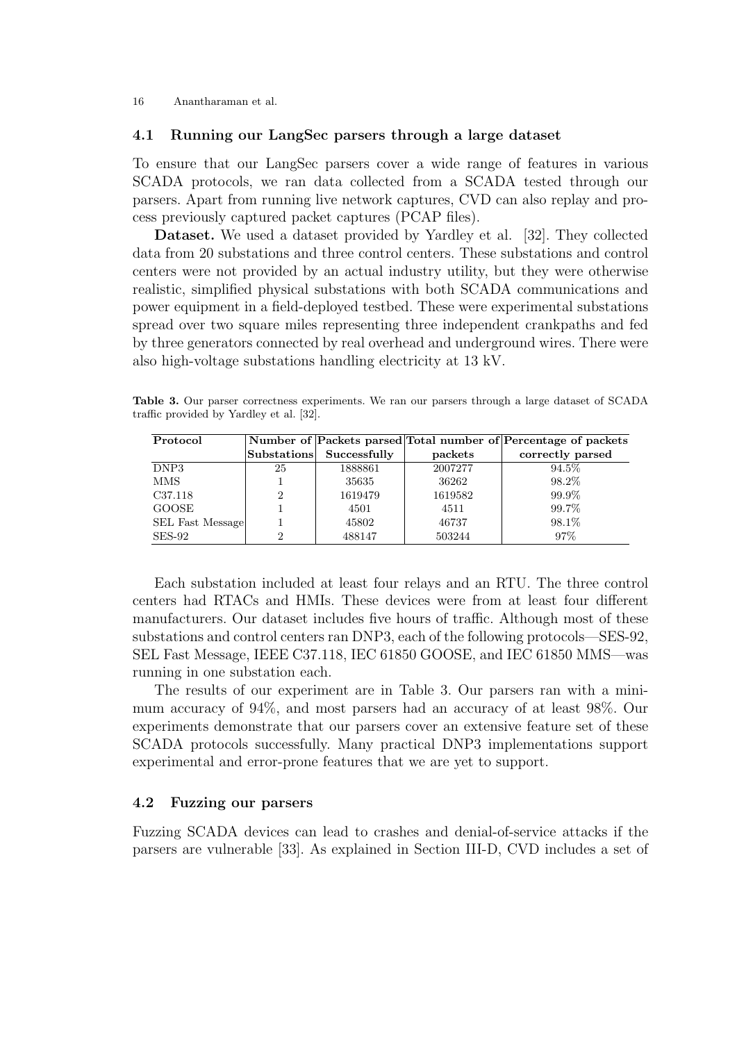### 4.1 Running our LangSec parsers through a large dataset

To ensure that our LangSec parsers cover a wide range of features in various SCADA protocols, we ran data collected from a SCADA tested through our parsers. Apart from running live network captures, CVD can also replay and process previously captured packet captures (PCAP files).

**Dataset.** We used a dataset provided by Yardley et al. [32]. They collected data from 20 substations and three control centers. These substations and control centers were not provided by an actual industry utility, but they were otherwise realistic, simplified physical substations with both SCADA communications and power equipment in a field-deployed testbed. These were experimental substations spread over two square miles representing three independent crankpaths and fed by three generators connected by real overhead and underground wires. There were also high-voltage substations handling electricity at 13 kV.

**Table 3.** Our parser correctness experiments. We ran our parsers through a large dataset of SCADA traffic provided by Yardley et al. [32].

| Protocol | Number of Substations | Packets parsed Successfully | Total number of packets | Percentage of packets correctly parsed |
|---|---|---|---|---|
| DNP3 | 25 | 1888861 | 2007277 | 94.5% |
| MMS | 1 | 35635 | 36262 | 98.2% |
| C37.118 | 2 | 1619479 | 1619582 | 99.9% |
| GOOSE | 1 | 4501 | 4511 | 99.7% |
| SEL Fast Message | 1 | 45802 | 46737 | 98.1% |
| SES-92 | 2 | 488147 | 503244 | 97% |

Each substation included at least four relays and an RTU. The three control centers had RTACs and HMIs. These devices were from at least four different manufacturers. Our dataset includes five hours of traffic. Although most of these substations and control centers ran DNP3, each of the following protocols—SES-92, SEL Fast Message, IEEE C37.118, IEC 61850 GOOSE, and IEC 61850 MMS—was running in one substation each.

The results of our experiment are in Table 3. Our parsers ran with a minimum accuracy of 94%, and most parsers had an accuracy of at least 98%. Our experiments demonstrate that our parsers cover an extensive feature set of these SCADA protocols successfully. Many practical DNP3 implementations support experimental and error-prone features that we are yet to support.

### 4.2 Fuzzing our parsers

Fuzzing SCADA devices can lead to crashes and denial-of-service attacks if the parsers are vulnerable [33]. As explained in Section III-D, CVD includes a set of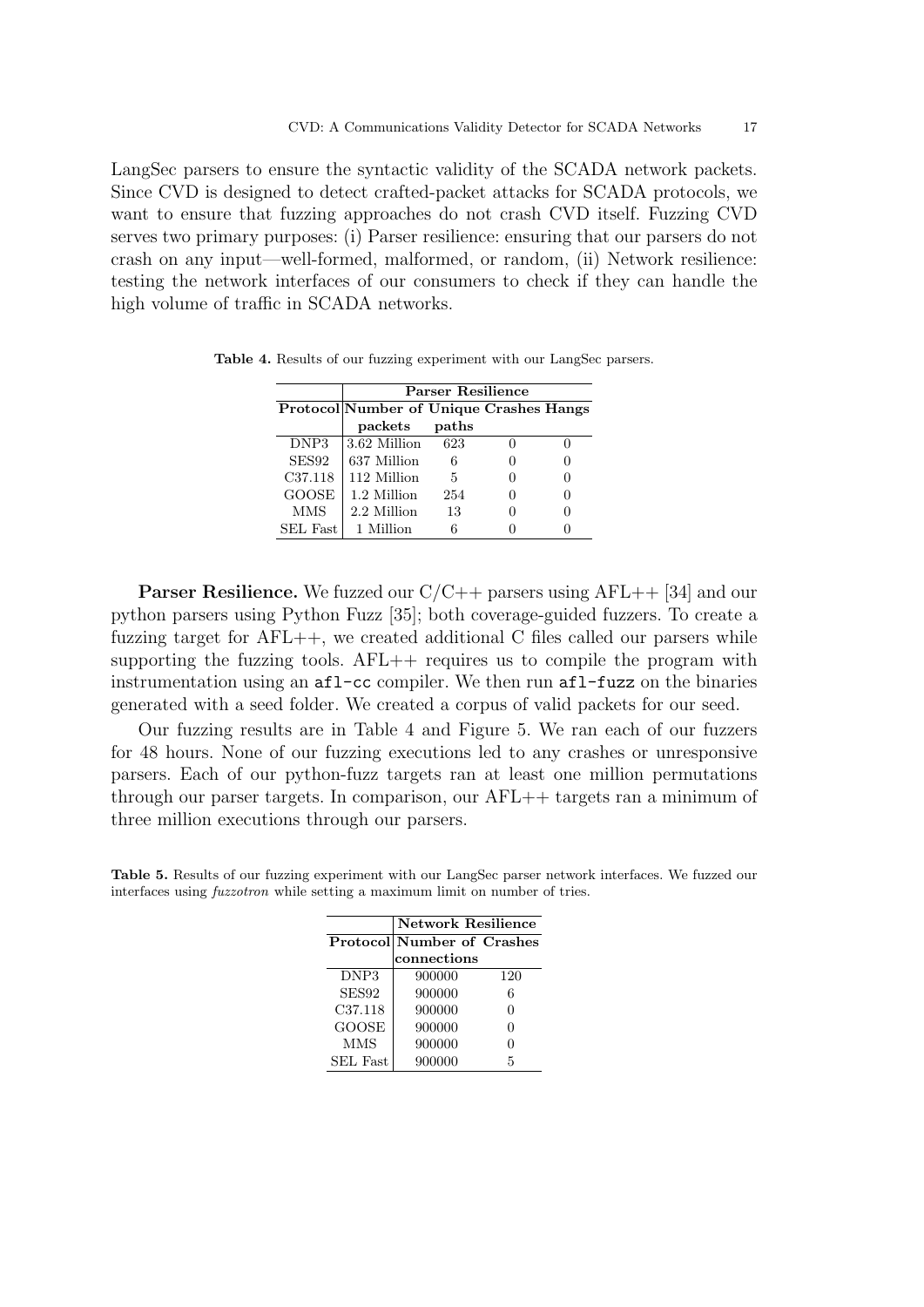LangSec parsers to ensure the syntactic validity of the SCADA network packets. Since CVD is designed to detect crafted-packet attacks for SCADA protocols, we want to ensure that fuzzing approaches do not crash CVD itself. Fuzzing CVD serves two primary purposes: (i) Parser resilience: ensuring that our parsers do not crash on any input—well-formed, malformed, or random, (ii) Network resilience: testing the network interfaces of our consumers to check if they can handle the high volume of traffic in SCADA networks.

**Table 4.** Results of our fuzzing experiment with our LangSec parsers.

| | **Parser Resilience** | | | |
|---|---|---|---|---|
| **Protocol** | **Number of packets** | **Unique paths** | **Crashes** | **Hangs** |
| DNP3 | 3.62 Million | 623 | 0 | 0 |
| SES92 | 637 Million | 6 | 0 | 0 |
| C37.118 | 112 Million | 5 | 0 | 0 |
| GOOSE | 1.2 Million | 254 | 0 | 0 |
| MMS | 2.2 Million | 13 | 0 | 0 |
| SEL Fast | 1 Million | 6 | 0 | 0 |

**Parser Resilience.** We fuzzed our C/C++ parsers using AFL++ [34] and our python parsers using Python Fuzz [35]; both coverage-guided fuzzers. To create a fuzzing target for AFL++, we created additional C files called our parsers while supporting the fuzzing tools. AFL++ requires us to compile the program with instrumentation using an `afl-cc` compiler. We then run `afl-fuzz` on the binaries generated with a seed folder. We created a corpus of valid packets for our seed.

Our fuzzing results are in Table 4 and Figure 5. We ran each of our fuzzers for 48 hours. None of our fuzzing executions led to any crashes or unresponsive parsers. Each of our python-fuzz targets ran at least one million permutations through our parser targets. In comparison, our AFL++ targets ran a minimum of three million executions through our parsers.

**Table 5.** Results of our fuzzing experiment with our LangSec parser network interfaces. We fuzzed our interfaces using *fuzzotron* while setting a maximum limit on number of tries.

| | **Network Resilience** | |
|---|---|---|
| **Protocol** | **Number of connections** | **Crashes** |
| DNP3 | 900000 | 120 |
| SES92 | 900000 | 6 |
| C37.118 | 900000 | 0 |
| GOOSE | 900000 | 0 |
| MMS | 900000 | 0 |
| SEL Fast | 900000 | 5 |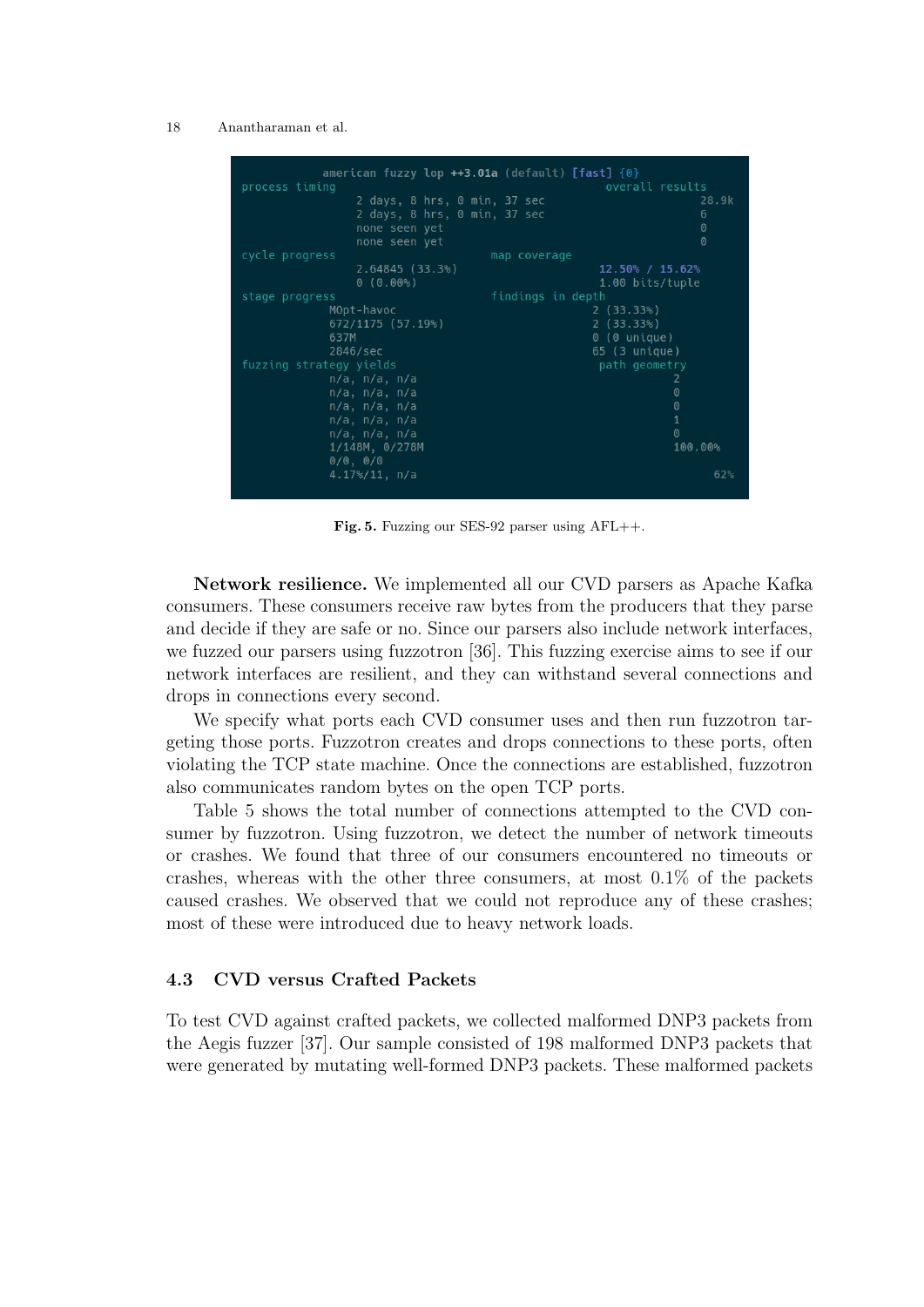```
        american fuzzy lop ++3.01a (default) [fast] {0}
process timing                                          overall results
                2 days, 8 hrs, 0 min, 37 sec                     28.9k
                2 days, 8 hrs, 0 min, 37 sec                     6
                none seen yet                                    0
                none seen yet                                    0
cycle progress                      map coverage
                2.64845 (33.3%)                 12.50% / 15.62%
                0 (0.00%)                       1.00 bits/tuple
stage progress                      findings in depth
             MOpt-havoc                        2 (33.33%)
             672/1175 (57.19%)                 2 (33.33%)
             637M                              0 (0 unique)
             2846/sec                          65 (3 unique)
fuzzing strategy yields                         path geometry
             n/a, n/a, n/a                                2
             n/a, n/a, n/a                                0
             n/a, n/a, n/a                                0
             n/a, n/a, n/a                                1
             n/a, n/a, n/a                                0
             1/148M, 0/278M                               100.00%
             0/0, 0/0
             4.17%/11, n/a                                     62%
```

**Fig. 5.** Fuzzing our SES-92 parser using AFL++.

**Network resilience.** We implemented all our CVD parsers as Apache Kafka consumers. These consumers receive raw bytes from the producers that they parse and decide if they are safe or no. Since our parsers also include network interfaces, we fuzzed our parsers using fuzzotron [36]. This fuzzing exercise aims to see if our network interfaces are resilient, and they can withstand several connections and drops in connections every second.

We specify what ports each CVD consumer uses and then run fuzzotron targeting those ports. Fuzzotron creates and drops connections to these ports, often violating the TCP state machine. Once the connections are established, fuzzotron also communicates random bytes on the open TCP ports.

Table 5 shows the total number of connections attempted to the CVD consumer by fuzzotron. Using fuzzotron, we detect the number of network timeouts or crashes. We found that three of our consumers encountered no timeouts or crashes, whereas with the other three consumers, at most 0.1% of the packets caused crashes. We observed that we could not reproduce any of these crashes; most of these were introduced due to heavy network loads.

### 4.3 CVD versus Crafted Packets

To test CVD against crafted packets, we collected malformed DNP3 packets from the Aegis fuzzer [37]. Our sample consisted of 198 malformed DNP3 packets that were generated by mutating well-formed DNP3 packets. These malformed packets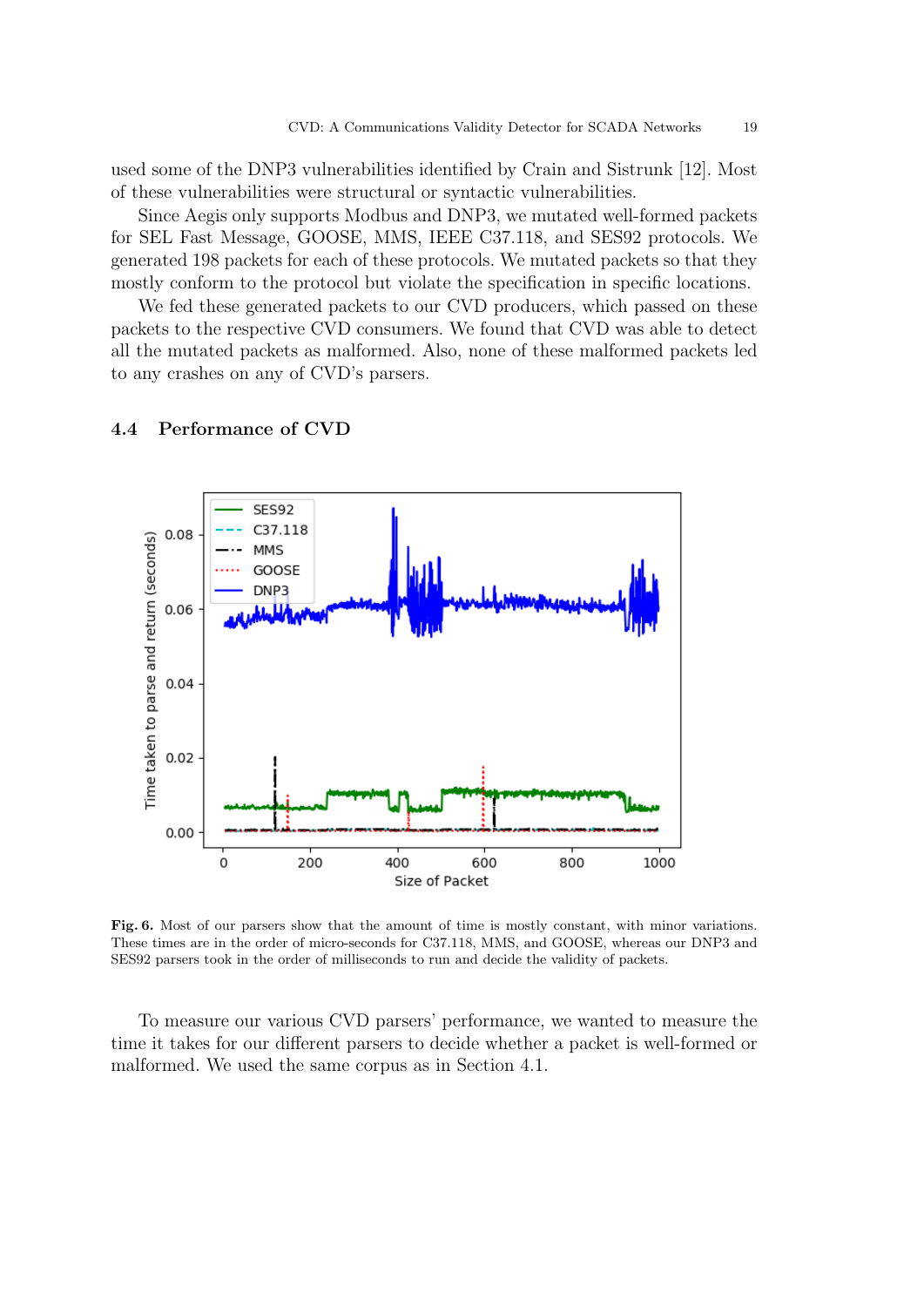used some of the DNP3 vulnerabilities identified by Crain and Sistrunk [12]. Most of these vulnerabilities were structural or syntactic vulnerabilities.

Since Aegis only supports Modbus and DNP3, we mutated well-formed packets for SEL Fast Message, GOOSE, MMS, IEEE C37.118, and SES92 protocols. We generated 198 packets for each of these protocols. We mutated packets so that they mostly conform to the protocol but violate the specification in specific locations.

We fed these generated packets to our CVD producers, which passed on these packets to the respective CVD consumers. We found that CVD was able to detect all the mutated packets as malformed. Also, none of these malformed packets led to any crashes on any of CVD's parsers.

### 4.4 Performance of CVD

**Fig. 6.** Most of our parsers show that the amount of time is mostly constant, with minor variations. These times are in the order of micro-seconds for C37.118, MMS, and GOOSE, whereas our DNP3 and SES92 parsers took in the order of milliseconds to run and decide the validity of packets.

To measure our various CVD parsers' performance, we wanted to measure the time it takes for our different parsers to decide whether a packet is well-formed or malformed. We used the same corpus as in Section 4.1.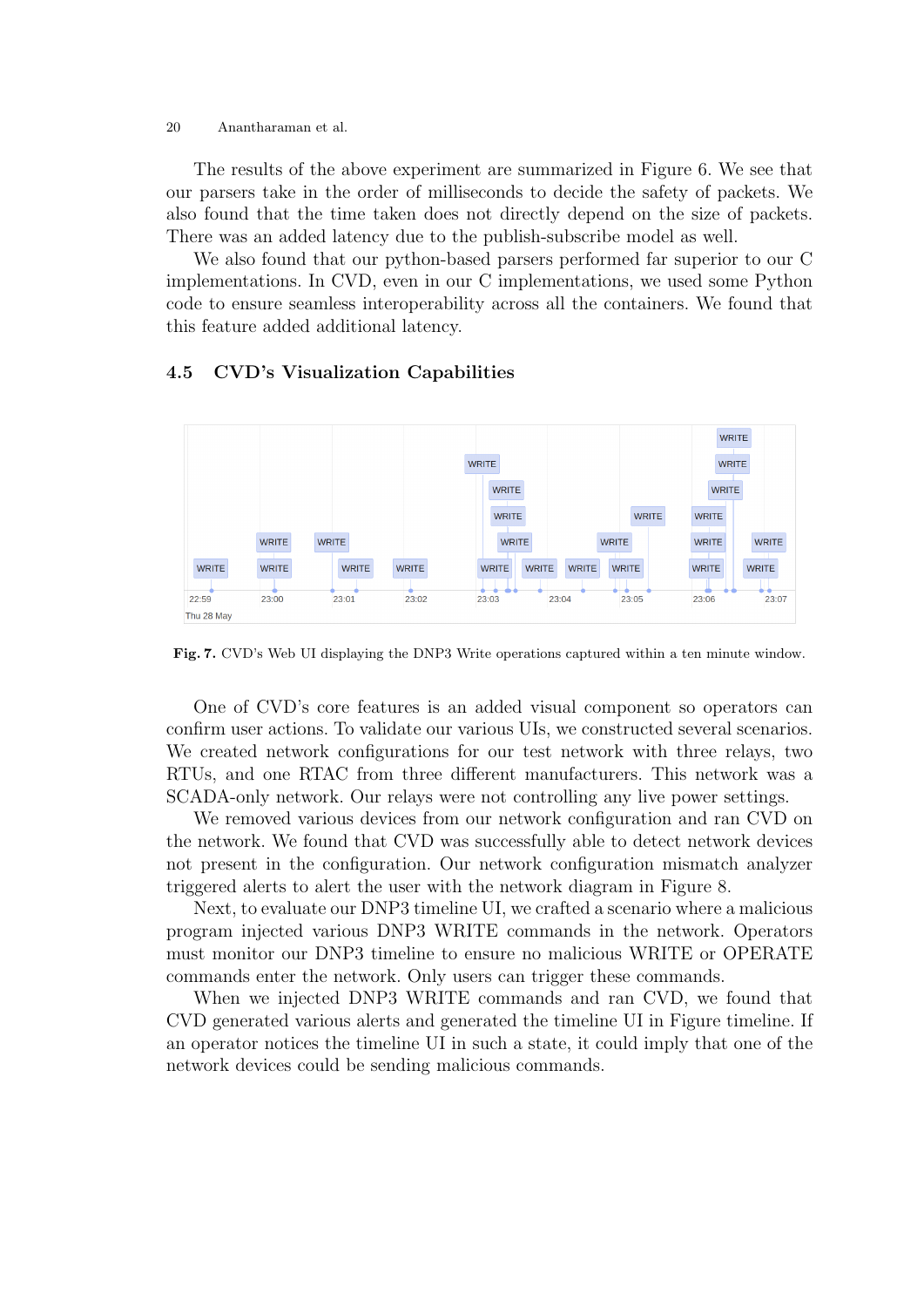The results of the above experiment are summarized in Figure 6. We see that our parsers take in the order of milliseconds to decide the safety of packets. We also found that the time taken does not directly depend on the size of packets. There was an added latency due to the publish-subscribe model as well.

We also found that our python-based parsers performed far superior to our C implementations. In CVD, even in our C implementations, we used some Python code to ensure seamless interoperability across all the containers. We found that this feature added additional latency.

### 4.5 CVD's Visualization Capabilities

**Fig. 7.** CVD's Web UI displaying the DNP3 Write operations captured within a ten minute window.

One of CVD's core features is an added visual component so operators can confirm user actions. To validate our various UIs, we constructed several scenarios. We created network configurations for our test network with three relays, two RTUs, and one RTAC from three different manufacturers. This network was a SCADA-only network. Our relays were not controlling any live power settings.

We removed various devices from our network configuration and ran CVD on the network. We found that CVD was successfully able to detect network devices not present in the configuration. Our network configuration mismatch analyzer triggered alerts to alert the user with the network diagram in Figure 8.

Next, to evaluate our DNP3 timeline UI, we crafted a scenario where a malicious program injected various DNP3 WRITE commands in the network. Operators must monitor our DNP3 timeline to ensure no malicious WRITE or OPERATE commands enter the network. Only users can trigger these commands.

When we injected DNP3 WRITE commands and ran CVD, we found that CVD generated various alerts and generated the timeline UI in Figure timeline. If an operator notices the timeline UI in such a state, it could imply that one of the network devices could be sending malicious commands.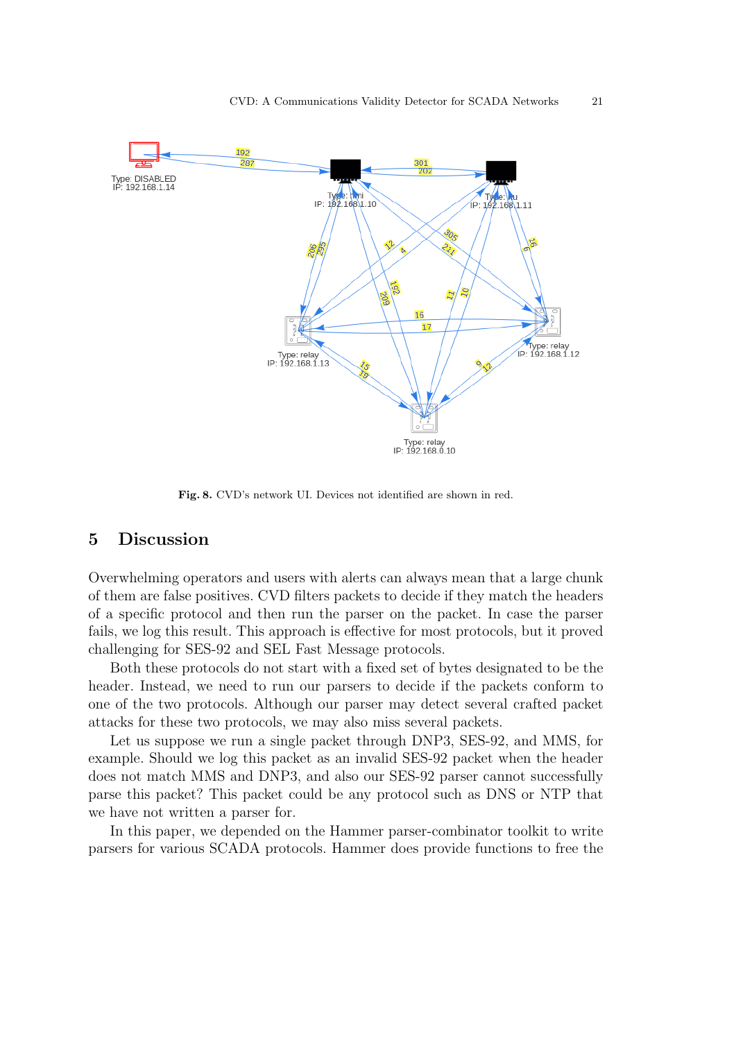Fig. 8. CVD's network UI. Devices not identified are shown in red.

## 5 Discussion

Overwhelming operators and users with alerts can always mean that a large chunk of them are false positives. CVD filters packets to decide if they match the headers of a specific protocol and then run the parser on the packet. In case the parser fails, we log this result. This approach is effective for most protocols, but it proved challenging for SES-92 and SEL Fast Message protocols.

Both these protocols do not start with a fixed set of bytes designated to be the header. Instead, we need to run our parsers to decide if the packets conform to one of the two protocols. Although our parser may detect several crafted packet attacks for these two protocols, we may also miss several packets.

Let us suppose we run a single packet through DNP3, SES-92, and MMS, for example. Should we log this packet as an invalid SES-92 packet when the header does not match MMS and DNP3, and also our SES-92 parser cannot successfully parse this packet? This packet could be any protocol such as DNS or NTP that we have not written a parser for.

In this paper, we depended on the Hammer parser-combinator toolkit to write parsers for various SCADA protocols. Hammer does provide functions to free the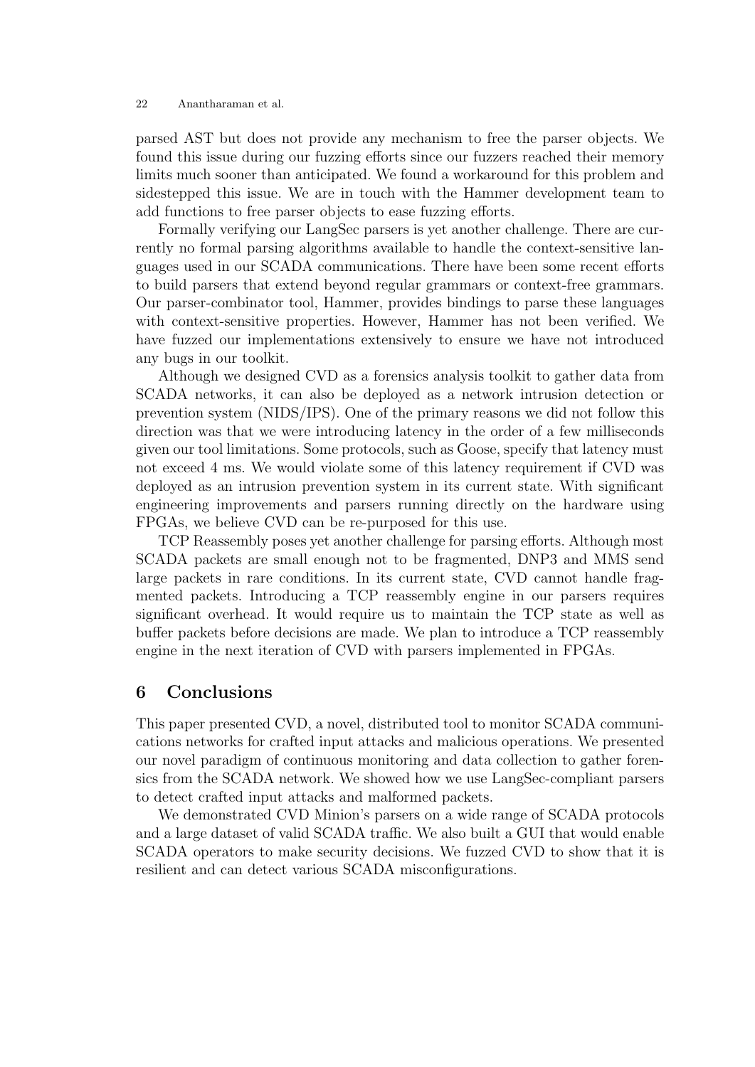parsed AST but does not provide any mechanism to free the parser objects. We found this issue during our fuzzing efforts since our fuzzers reached their memory limits much sooner than anticipated. We found a workaround for this problem and sidestepped this issue. We are in touch with the Hammer development team to add functions to free parser objects to ease fuzzing efforts.

Formally verifying our LangSec parsers is yet another challenge. There are currently no formal parsing algorithms available to handle the context-sensitive languages used in our SCADA communications. There have been some recent efforts to build parsers that extend beyond regular grammars or context-free grammars. Our parser-combinator tool, Hammer, provides bindings to parse these languages with context-sensitive properties. However, Hammer has not been verified. We have fuzzed our implementations extensively to ensure we have not introduced any bugs in our toolkit.

Although we designed CVD as a forensics analysis toolkit to gather data from SCADA networks, it can also be deployed as a network intrusion detection or prevention system (NIDS/IPS). One of the primary reasons we did not follow this direction was that we were introducing latency in the order of a few milliseconds given our tool limitations. Some protocols, such as Goose, specify that latency must not exceed 4 ms. We would violate some of this latency requirement if CVD was deployed as an intrusion prevention system in its current state. With significant engineering improvements and parsers running directly on the hardware using FPGAs, we believe CVD can be re-purposed for this use.

TCP Reassembly poses yet another challenge for parsing efforts. Although most SCADA packets are small enough not to be fragmented, DNP3 and MMS send large packets in rare conditions. In its current state, CVD cannot handle fragmented packets. Introducing a TCP reassembly engine in our parsers requires significant overhead. It would require us to maintain the TCP state as well as buffer packets before decisions are made. We plan to introduce a TCP reassembly engine in the next iteration of CVD with parsers implemented in FPGAs.

## 6 Conclusions

This paper presented CVD, a novel, distributed tool to monitor SCADA communications networks for crafted input attacks and malicious operations. We presented our novel paradigm of continuous monitoring and data collection to gather forensics from the SCADA network. We showed how we use LangSec-compliant parsers to detect crafted input attacks and malformed packets.

We demonstrated CVD Minion's parsers on a wide range of SCADA protocols and a large dataset of valid SCADA traffic. We also built a GUI that would enable SCADA operators to make security decisions. We fuzzed CVD to show that it is resilient and can detect various SCADA misconfigurations.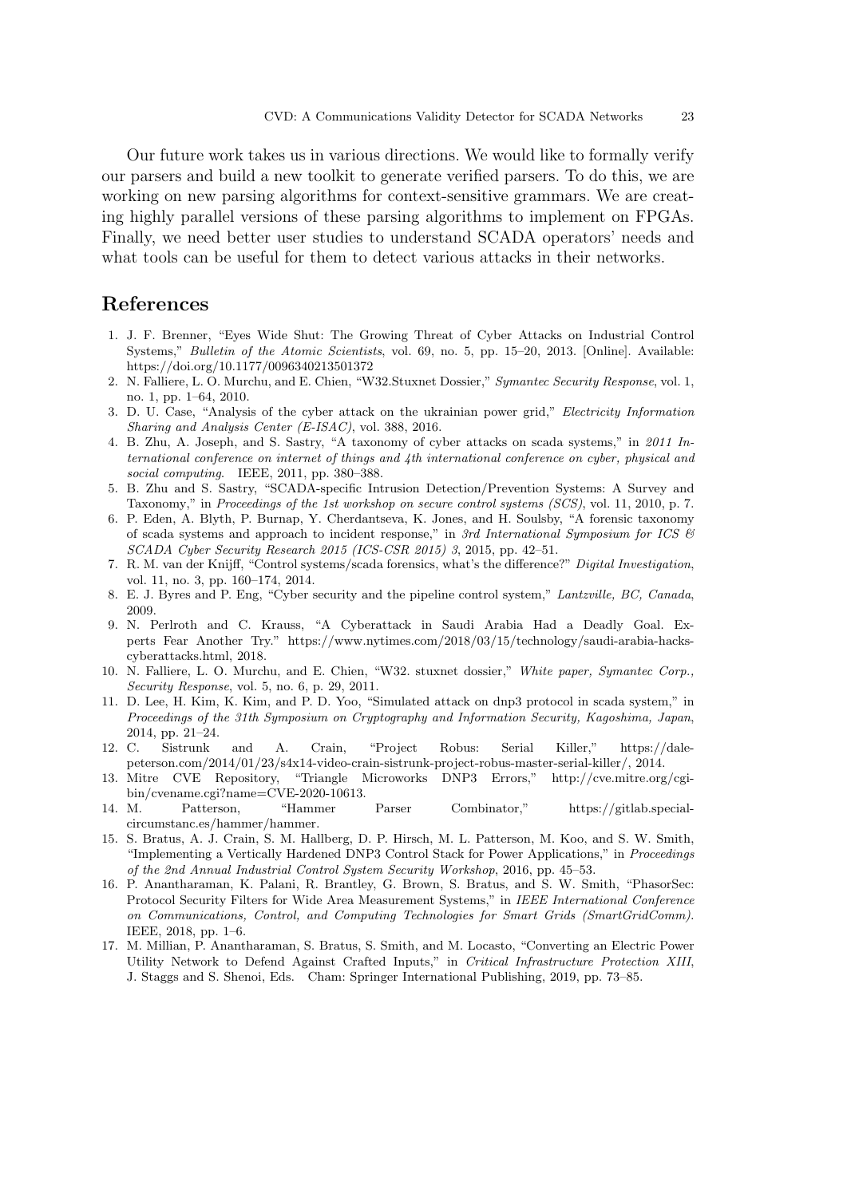Our future work takes us in various directions. We would like to formally verify our parsers and build a new toolkit to generate verified parsers. To do this, we are working on new parsing algorithms for context-sensitive grammars. We are creating highly parallel versions of these parsing algorithms to implement on FPGAs. Finally, we need better user studies to understand SCADA operators' needs and what tools can be useful for them to detect various attacks in their networks.

## References

1. J. F. Brenner, "Eyes Wide Shut: The Growing Threat of Cyber Attacks on Industrial Control Systems," *Bulletin of the Atomic Scientists*, vol. 69, no. 5, pp. 15–20, 2013. [Online]. Available: https://doi.org/10.1177/0096340213501372
2. N. Falliere, L. O. Murchu, and E. Chien, "W32.Stuxnet Dossier," *Symantec Security Response*, vol. 1, no. 1, pp. 1–64, 2010.
3. D. U. Case, "Analysis of the cyber attack on the ukrainian power grid," *Electricity Information Sharing and Analysis Center (E-ISAC)*, vol. 388, 2016.
4. B. Zhu, A. Joseph, and S. Sastry, "A taxonomy of cyber attacks on scada systems," in *2011 International conference on internet of things and 4th international conference on cyber, physical and social computing*. IEEE, 2011, pp. 380–388.
5. B. Zhu and S. Sastry, "SCADA-specific Intrusion Detection/Prevention Systems: A Survey and Taxonomy," in *Proceedings of the 1st workshop on secure control systems (SCS)*, vol. 11, 2010, p. 7.
6. P. Eden, A. Blyth, P. Burnap, Y. Cherdantseva, K. Jones, and H. Soulsby, "A forensic taxonomy of scada systems and approach to incident response," in *3rd International Symposium for ICS & SCADA Cyber Security Research 2015 (ICS-CSR 2015) 3*, 2015, pp. 42–51.
7. R. M. van der Knijff, "Control systems/scada forensics, what's the difference?" *Digital Investigation*, vol. 11, no. 3, pp. 160–174, 2014.
8. E. J. Byres and P. Eng, "Cyber security and the pipeline control system," *Lantzville, BC, Canada*, 2009.
9. N. Perlroth and C. Krauss, "A Cyberattack in Saudi Arabia Had a Deadly Goal. Experts Fear Another Try." https://www.nytimes.com/2018/03/15/technology/saudi-arabia-hacks-cyberattacks.html, 2018.
10. N. Falliere, L. O. Murchu, and E. Chien, "W32. stuxnet dossier," *White paper, Symantec Corp., Security Response*, vol. 5, no. 6, p. 29, 2011.
11. D. Lee, H. Kim, K. Kim, and P. D. Yoo, "Simulated attack on dnp3 protocol in scada system," in *Proceedings of the 31th Symposium on Cryptography and Information Security, Kagoshima, Japan*, 2014, pp. 21–24.
12. C. Sistrunk and A. Crain, "Project Robus: Serial Killer," https://dale-peterson.com/2014/01/23/s4x14-video-crain-sistrunk-project-robus-master-serial-killer/, 2014.
13. Mitre CVE Repository, "Triangle Microworks DNP3 Errors," http://cve.mitre.org/cgi-bin/cvename.cgi?name=CVE-2020-10613.
14. M. Patterson, "Hammer Parser Combinator," https://gitlab.special-circumstanc.es/hammer/hammer.
15. S. Bratus, A. J. Crain, S. M. Hallberg, D. P. Hirsch, M. L. Patterson, M. Koo, and S. W. Smith, "Implementing a Vertically Hardened DNP3 Control Stack for Power Applications," in *Proceedings of the 2nd Annual Industrial Control System Security Workshop*, 2016, pp. 45–53.
16. P. Anantharaman, K. Palani, R. Brantley, G. Brown, S. Bratus, and S. W. Smith, "PhasorSec: Protocol Security Filters for Wide Area Measurement Systems," in *IEEE International Conference on Communications, Control, and Computing Technologies for Smart Grids (SmartGridComm)*. IEEE, 2018, pp. 1–6.
17. M. Millian, P. Anantharaman, S. Bratus, S. Smith, and M. Locasto, "Converting an Electric Power Utility Network to Defend Against Crafted Inputs," in *Critical Infrastructure Protection XIII*, J. Staggs and S. Shenoi, Eds. Cham: Springer International Publishing, 2019, pp. 73–85.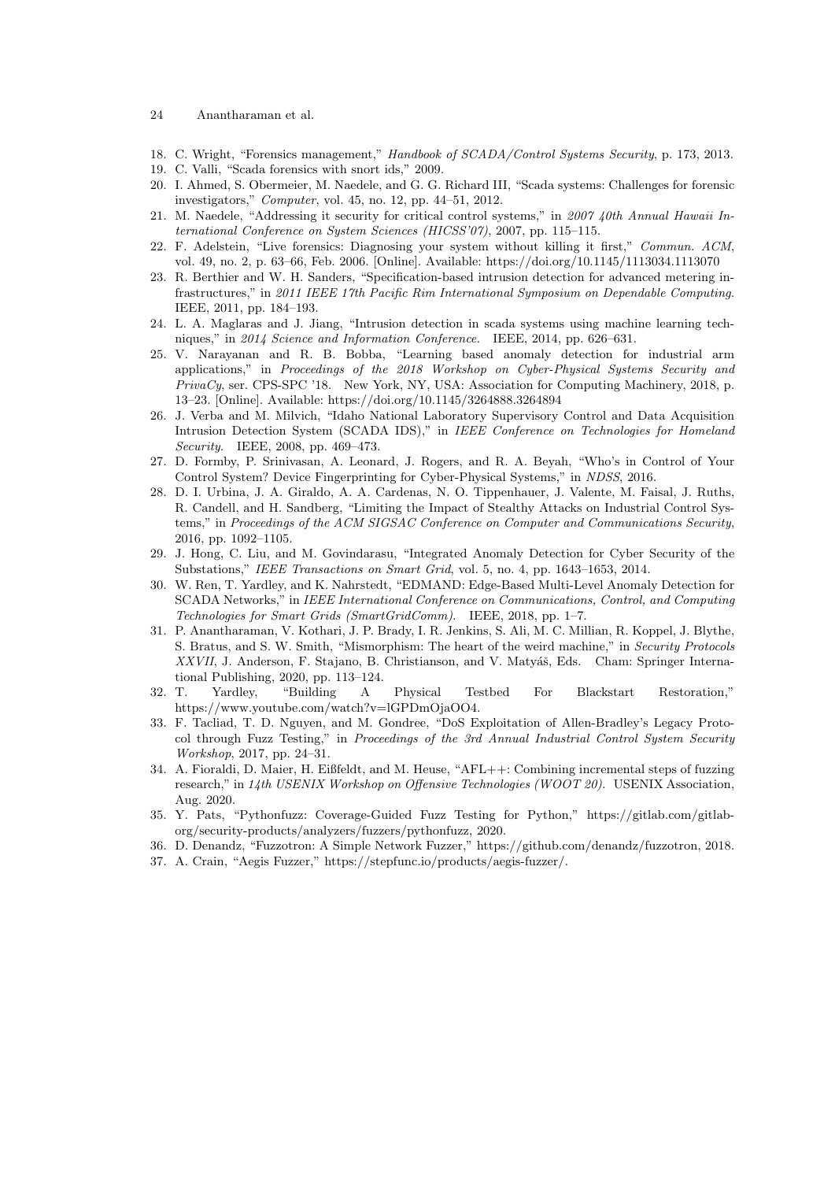18. C. Wright, "Forensics management," *Handbook of SCADA/Control Systems Security*, p. 173, 2013.
19. C. Valli, "Scada forensics with snort ids," 2009.
20. I. Ahmed, S. Obermeier, M. Naedele, and G. G. Richard III, "Scada systems: Challenges for forensic investigators," *Computer*, vol. 45, no. 12, pp. 44–51, 2012.
21. M. Naedele, "Addressing it security for critical control systems," in *2007 40th Annual Hawaii International Conference on System Sciences (HICSS'07)*, 2007, pp. 115–115.
22. F. Adelstein, "Live forensics: Diagnosing your system without killing it first," *Commun. ACM*, vol. 49, no. 2, p. 63–66, Feb. 2006. [Online]. Available: https://doi.org/10.1145/1113034.1113070
23. R. Berthier and W. H. Sanders, "Specification-based intrusion detection for advanced metering infrastructures," in *2011 IEEE 17th Pacific Rim International Symposium on Dependable Computing*. IEEE, 2011, pp. 184–193.
24. L. A. Maglaras and J. Jiang, "Intrusion detection in scada systems using machine learning techniques," in *2014 Science and Information Conference*. IEEE, 2014, pp. 626–631.
25. V. Narayanan and R. B. Bobba, "Learning based anomaly detection for industrial arm applications," in *Proceedings of the 2018 Workshop on Cyber-Physical Systems Security and PrivaCy*, ser. CPS-SPC '18. New York, NY, USA: Association for Computing Machinery, 2018, p. 13–23. [Online]. Available: https://doi.org/10.1145/3264888.3264894
26. J. Verba and M. Milvich, "Idaho National Laboratory Supervisory Control and Data Acquisition Intrusion Detection System (SCADA IDS)," in *IEEE Conference on Technologies for Homeland Security*. IEEE, 2008, pp. 469–473.
27. D. Formby, P. Srinivasan, A. Leonard, J. Rogers, and R. A. Beyah, "Who's in Control of Your Control System? Device Fingerprinting for Cyber-Physical Systems," in *NDSS*, 2016.
28. D. I. Urbina, J. A. Giraldo, A. A. Cardenas, N. O. Tippenhauer, J. Valente, M. Faisal, J. Ruths, R. Candell, and H. Sandberg, "Limiting the Impact of Stealthy Attacks on Industrial Control Systems," in *Proceedings of the ACM SIGSAC Conference on Computer and Communications Security*, 2016, pp. 1092–1105.
29. J. Hong, C. Liu, and M. Govindarasu, "Integrated Anomaly Detection for Cyber Security of the Substations," *IEEE Transactions on Smart Grid*, vol. 5, no. 4, pp. 1643–1653, 2014.
30. W. Ren, T. Yardley, and K. Nahrstedt, "EDMAND: Edge-Based Multi-Level Anomaly Detection for SCADA Networks," in *IEEE International Conference on Communications, Control, and Computing Technologies for Smart Grids (SmartGridComm)*. IEEE, 2018, pp. 1–7.
31. P. Anantharaman, V. Kothari, J. P. Brady, I. R. Jenkins, S. Ali, M. C. Millian, R. Koppel, J. Blythe, S. Bratus, and S. W. Smith, "Mismorphism: The heart of the weird machine," in *Security Protocols XXVII*, J. Anderson, F. Stajano, B. Christianson, and V. Matyáš, Eds. Cham: Springer International Publishing, 2020, pp. 113–124.
32. T. Yardley, "Building A Physical Testbed For Blackstart Restoration," https://www.youtube.com/watch?v=lGPDmOjaOO4.
33. F. Tacliad, T. D. Nguyen, and M. Gondree, "DoS Exploitation of Allen-Bradley's Legacy Protocol through Fuzz Testing," in *Proceedings of the 3rd Annual Industrial Control System Security Workshop*, 2017, pp. 24–31.
34. A. Fioraldi, D. Maier, H. Eißfeldt, and M. Heuse, "AFL++: Combining incremental steps of fuzzing research," in *14th USENIX Workshop on Offensive Technologies (WOOT 20)*. USENIX Association, Aug. 2020.
35. Y. Pats, "Pythonfuzz: Coverage-Guided Fuzz Testing for Python," https://gitlab.com/gitlab-org/security-products/analyzers/fuzzers/pythonfuzz, 2020.
36. D. Denandz, "Fuzzotron: A Simple Network Fuzzer," https://github.com/denandz/fuzzotron, 2018.
37. A. Crain, "Aegis Fuzzer," https://stepfunc.io/products/aegis-fuzzer/.